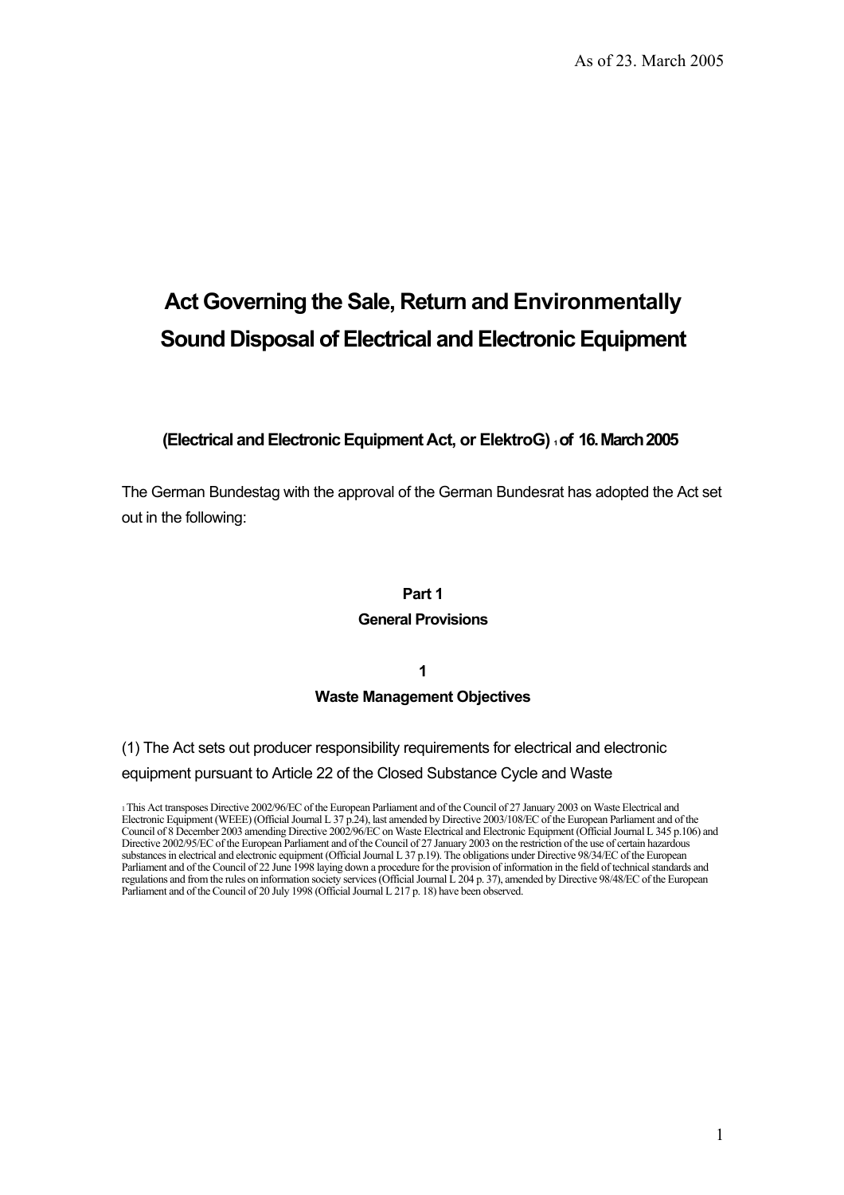As of 23. March 2005

# Act Governing the Sale, Return and Environmentally Sound Disposal of Electrical and Electronic Equipment

**(Electrical and Electronic Equipment Act, or ElektroG) [1] of 16. March 2005**

The German Bundestag with the approval of the German Bundesrat has adopted the Act set out in the following:

## Part 1
## General Provisions

### 1
### Waste Management Objectives

(1) The Act sets out producer responsibility requirements for electrical and electronic equipment pursuant to Article 22 of the Closed Substance Cycle and Waste

[1] This Act transposes Directive 2002/96/EC of the European Parliament and of the Council of 27 January 2003 on Waste Electrical and Electronic Equipment (WEEE) (Official Journal L 37 p.24), last amended by Directive 2003/108/EC of the European Parliament and of the Council of 8 December 2003 amending Directive 2002/96/EC on Waste Electrical and Electronic Equipment (Official Journal L 345 p.106) and Directive 2002/95/EC of the European Parliament and of the Council of 27 January 2003 on the restriction of the use of certain hazardous substances in electrical and electronic equipment (Official Journal L 37 p.19). The obligations under Directive 98/34/EC of the European Parliament and of the Council of 22 June 1998 laying down a procedure for the provision of information in the field of technical standards and regulations and from the rules on information society services (Official Journal L 204 p. 37), amended by Directive 98/48/EC of the European Parliament and of the Council of 20 July 1998 (Official Journal L 217 p. 18) have been observed.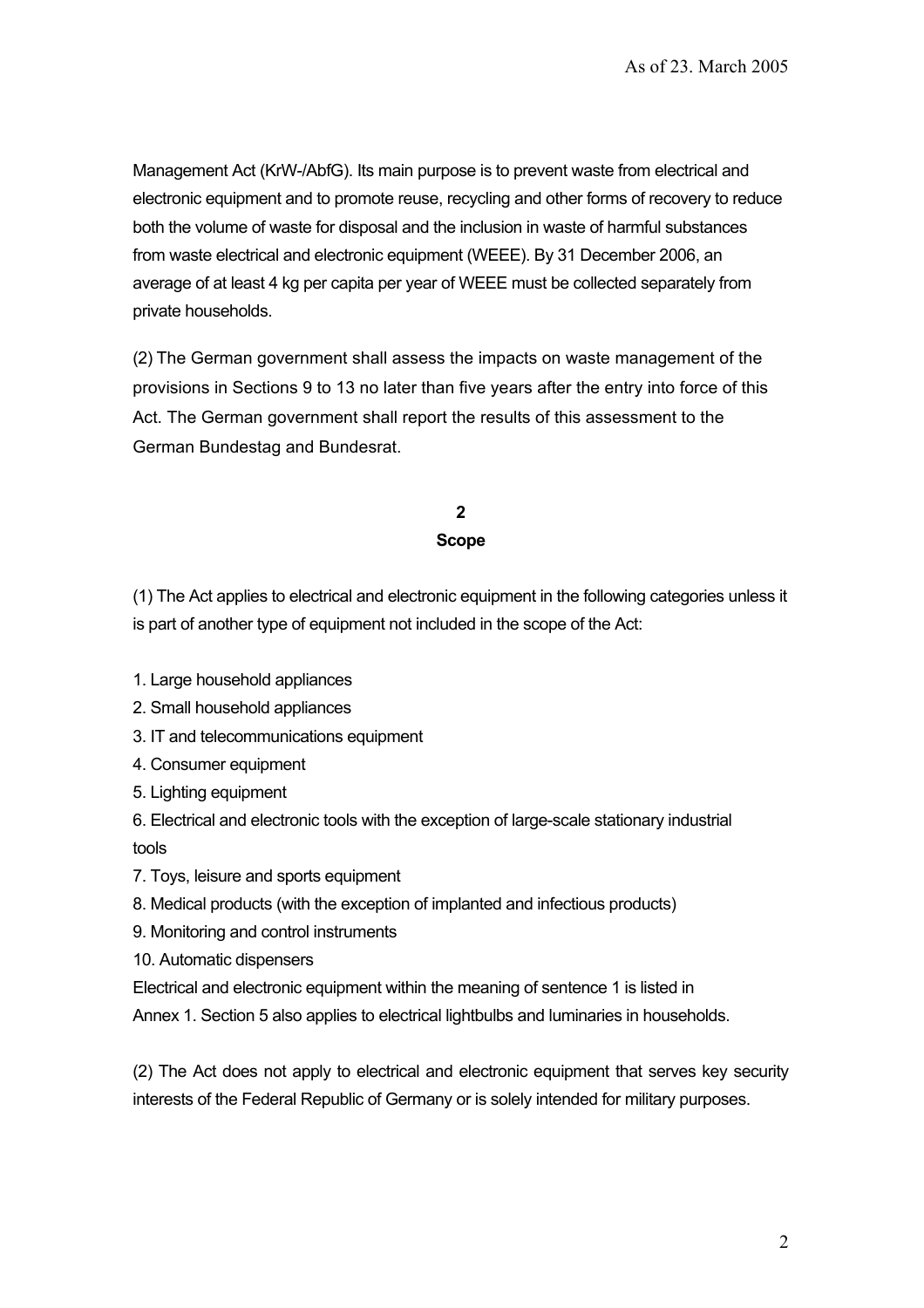Management Act (KrW-/AbfG). Its main purpose is to prevent waste from electrical and electronic equipment and to promote reuse, recycling and other forms of recovery to reduce both the volume of waste for disposal and the inclusion in waste of harmful substances from waste electrical and electronic equipment (WEEE). By 31 December 2006, an average of at least 4 kg per capita per year of WEEE must be collected separately from private households.

(2) The German government shall assess the impacts on waste management of the provisions in Sections 9 to 13 no later than five years after the entry into force of this Act. The German government shall report the results of this assessment to the German Bundestag and Bundesrat.

## 2
## Scope

(1) The Act applies to electrical and electronic equipment in the following categories unless it is part of another type of equipment not included in the scope of the Act:

1. Large household appliances
2. Small household appliances
3. IT and telecommunications equipment
4. Consumer equipment
5. Lighting equipment
6. Electrical and electronic tools with the exception of large-scale stationary industrial tools
7. Toys, leisure and sports equipment
8. Medical products (with the exception of implanted and infectious products)
9. Monitoring and control instruments
10. Automatic dispensers

Electrical and electronic equipment within the meaning of sentence 1 is listed in Annex 1. Section 5 also applies to electrical lightbulbs and luminaries in households.

(2) The Act does not apply to electrical and electronic equipment that serves key security interests of the Federal Republic of Germany or is solely intended for military purposes.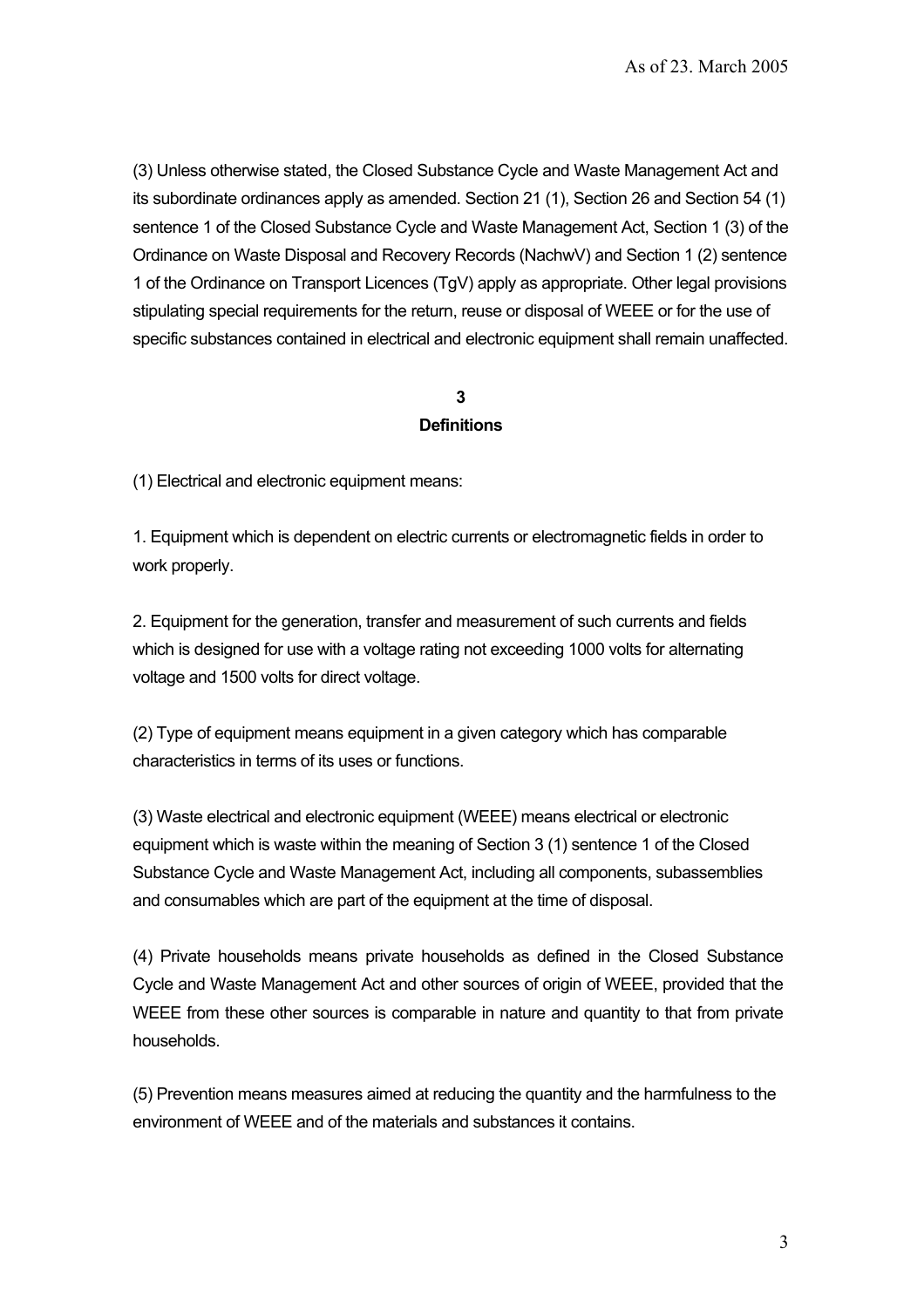(3) Unless otherwise stated, the Closed Substance Cycle and Waste Management Act and its subordinate ordinances apply as amended. Section 21 (1), Section 26 and Section 54 (1) sentence 1 of the Closed Substance Cycle and Waste Management Act, Section 1 (3) of the Ordinance on Waste Disposal and Recovery Records (NachwV) and Section 1 (2) sentence 1 of the Ordinance on Transport Licences (TgV) apply as appropriate. Other legal provisions stipulating special requirements for the return, reuse or disposal of WEEE or for the use of specific substances contained in electrical and electronic equipment shall remain unaffected.

## 3
## Definitions

(1) Electrical and electronic equipment means:

1. Equipment which is dependent on electric currents or electromagnetic fields in order to work properly.

2. Equipment for the generation, transfer and measurement of such currents and fields which is designed for use with a voltage rating not exceeding 1000 volts for alternating voltage and 1500 volts for direct voltage.

(2) Type of equipment means equipment in a given category which has comparable characteristics in terms of its uses or functions.

(3) Waste electrical and electronic equipment (WEEE) means electrical or electronic equipment which is waste within the meaning of Section 3 (1) sentence 1 of the Closed Substance Cycle and Waste Management Act, including all components, subassemblies and consumables which are part of the equipment at the time of disposal.

(4) Private households means private households as defined in the Closed Substance Cycle and Waste Management Act and other sources of origin of WEEE, provided that the WEEE from these other sources is comparable in nature and quantity to that from private households.

(5) Prevention means measures aimed at reducing the quantity and the harmfulness to the environment of WEEE and of the materials and substances it contains.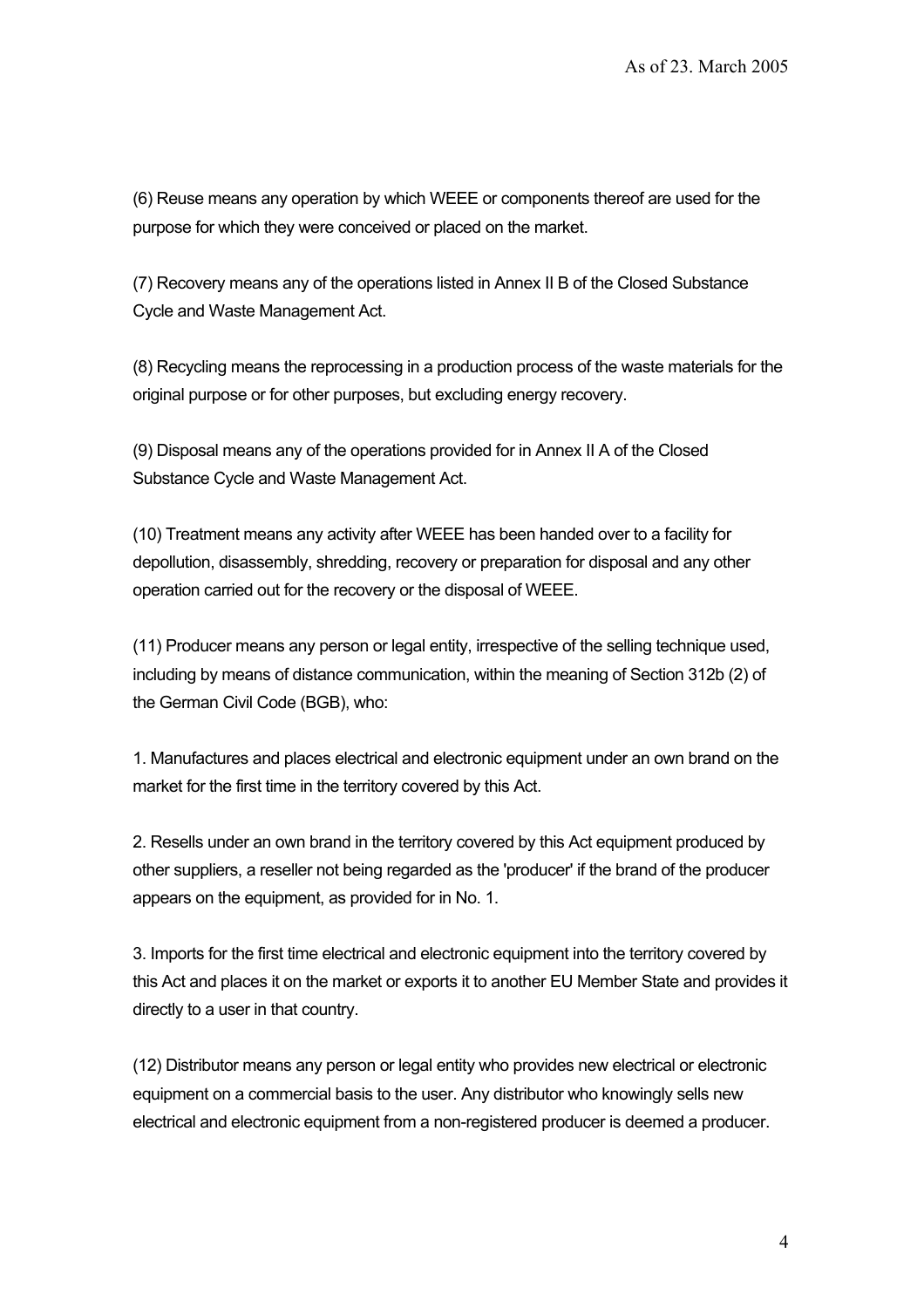(6) Reuse means any operation by which WEEE or components thereof are used for the purpose for which they were conceived or placed on the market.

(7) Recovery means any of the operations listed in Annex II B of the Closed Substance Cycle and Waste Management Act.

(8) Recycling means the reprocessing in a production process of the waste materials for the original purpose or for other purposes, but excluding energy recovery.

(9) Disposal means any of the operations provided for in Annex II A of the Closed Substance Cycle and Waste Management Act.

(10) Treatment means any activity after WEEE has been handed over to a facility for depollution, disassembly, shredding, recovery or preparation for disposal and any other operation carried out for the recovery or the disposal of WEEE.

(11) Producer means any person or legal entity, irrespective of the selling technique used, including by means of distance communication, within the meaning of Section 312b (2) of the German Civil Code (BGB), who:

1. Manufactures and places electrical and electronic equipment under an own brand on the market for the first time in the territory covered by this Act.

2. Resells under an own brand in the territory covered by this Act equipment produced by other suppliers, a reseller not being regarded as the 'producer' if the brand of the producer appears on the equipment, as provided for in No. 1.

3. Imports for the first time electrical and electronic equipment into the territory covered by this Act and places it on the market or exports it to another EU Member State and provides it directly to a user in that country.

(12) Distributor means any person or legal entity who provides new electrical or electronic equipment on a commercial basis to the user. Any distributor who knowingly sells new electrical and electronic equipment from a non-registered producer is deemed a producer.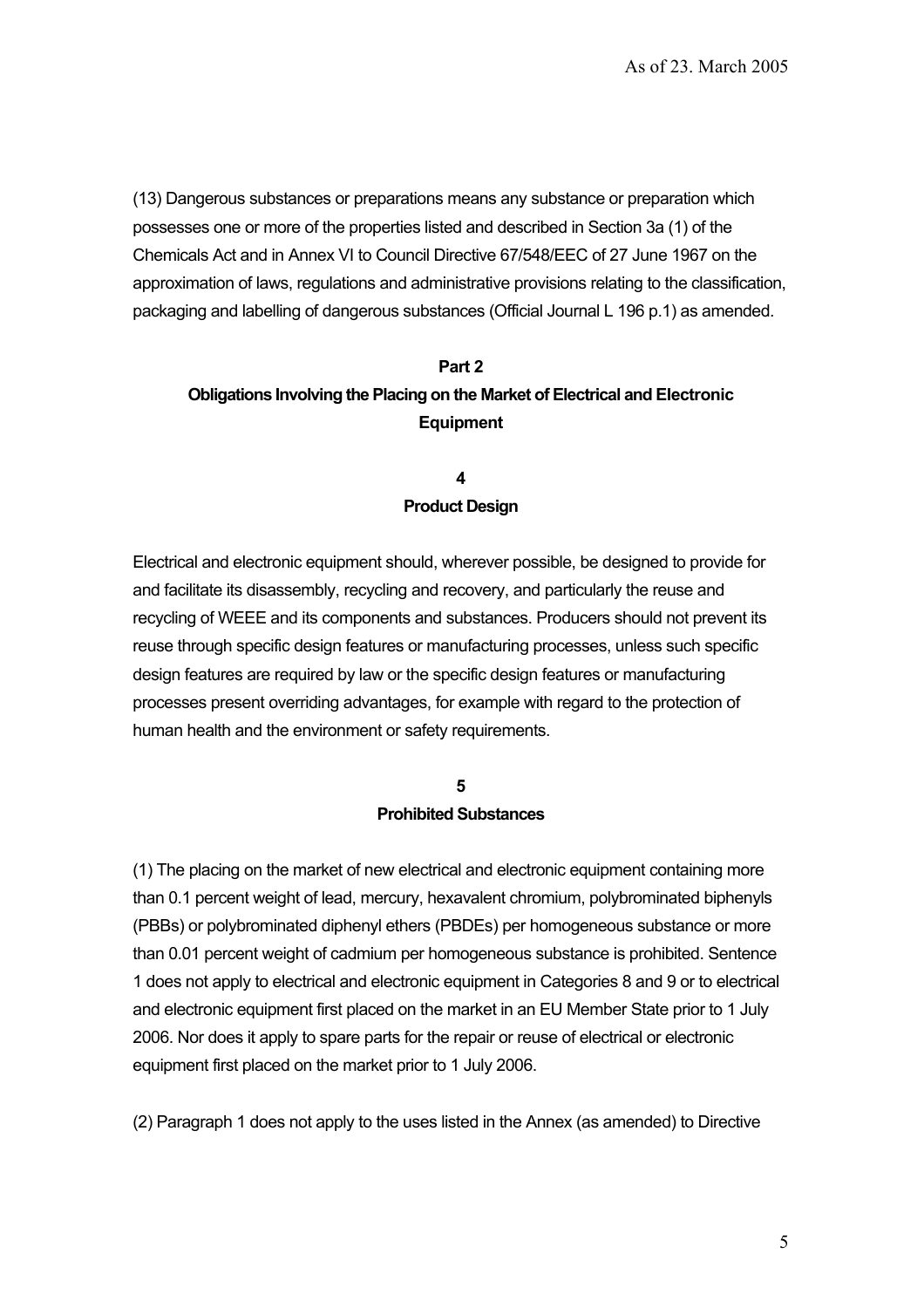(13) Dangerous substances or preparations means any substance or preparation which possesses one or more of the properties listed and described in Section 3a (1) of the Chemicals Act and in Annex VI to Council Directive 67/548/EEC of 27 June 1967 on the approximation of laws, regulations and administrative provisions relating to the classification, packaging and labelling of dangerous substances (Official Journal L 196 p.1) as amended.

## Part 2
## Obligations Involving the Placing on the Market of Electrical and Electronic Equipment

### 4
### Product Design

Electrical and electronic equipment should, wherever possible, be designed to provide for and facilitate its disassembly, recycling and recovery, and particularly the reuse and recycling of WEEE and its components and substances. Producers should not prevent its reuse through specific design features or manufacturing processes, unless such specific design features are required by law or the specific design features or manufacturing processes present overriding advantages, for example with regard to the protection of human health and the environment or safety requirements.

### 5
### Prohibited Substances

(1) The placing on the market of new electrical and electronic equipment containing more than 0.1 percent weight of lead, mercury, hexavalent chromium, polybrominated biphenyls (PBBs) or polybrominated diphenyl ethers (PBDEs) per homogeneous substance or more than 0.01 percent weight of cadmium per homogeneous substance is prohibited. Sentence 1 does not apply to electrical and electronic equipment in Categories 8 and 9 or to electrical and electronic equipment first placed on the market in an EU Member State prior to 1 July 2006. Nor does it apply to spare parts for the repair or reuse of electrical or electronic equipment first placed on the market prior to 1 July 2006.

(2) Paragraph 1 does not apply to the uses listed in the Annex (as amended) to Directive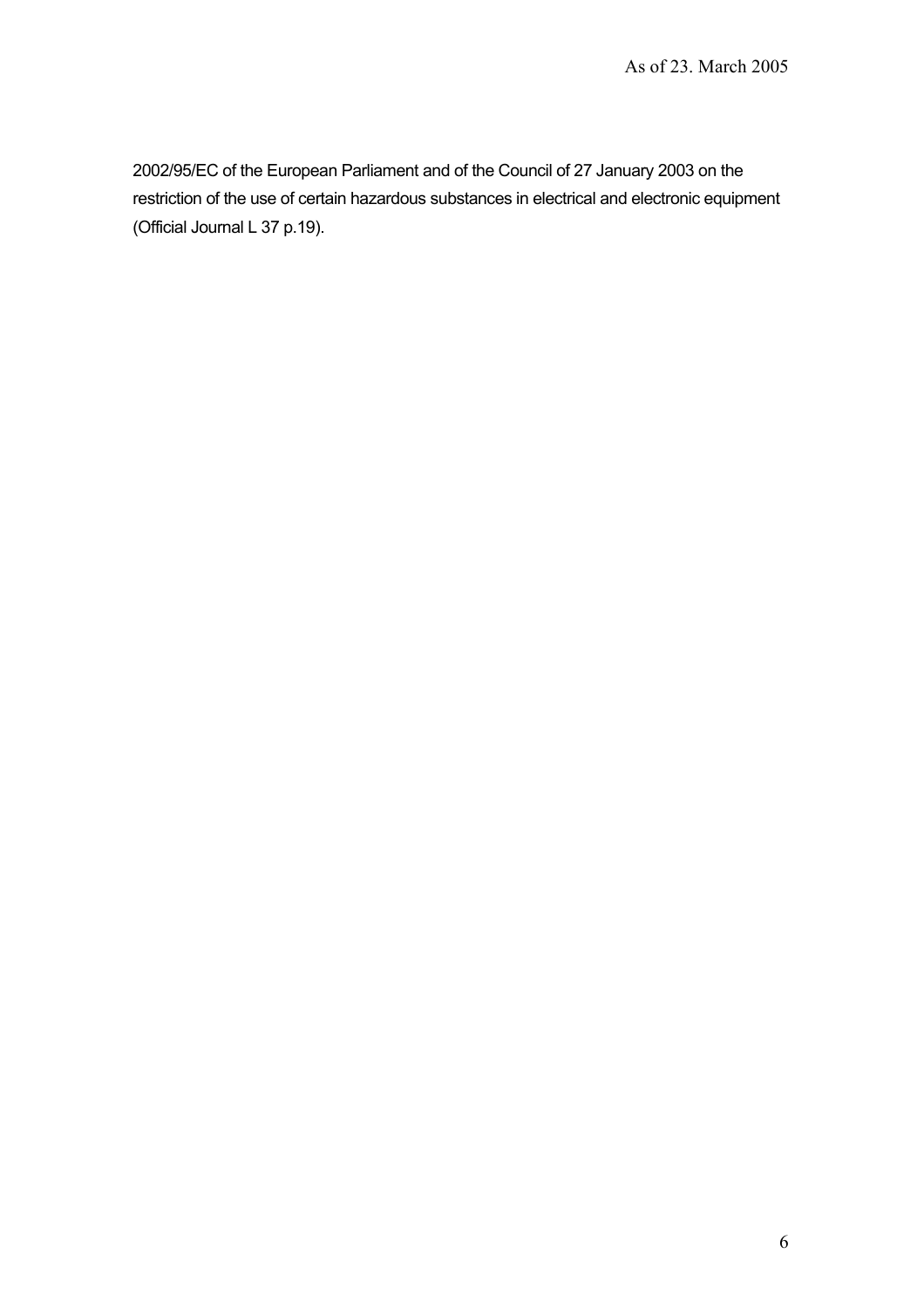2002/95/EC of the European Parliament and of the Council of 27 January 2003 on the restriction of the use of certain hazardous substances in electrical and electronic equipment (Official Journal L 37 p.19).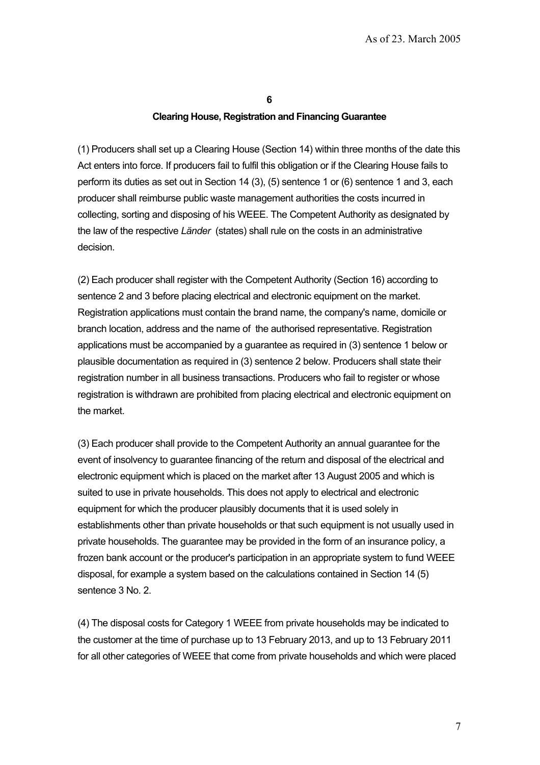## 6

### Clearing House, Registration and Financing Guarantee

(1) Producers shall set up a Clearing House (Section 14) within three months of the date this Act enters into force. If producers fail to fulfil this obligation or if the Clearing House fails to perform its duties as set out in Section 14 (3), (5) sentence 1 or (6) sentence 1 and 3, each producer shall reimburse public waste management authorities the costs incurred in collecting, sorting and disposing of his WEEE. The Competent Authority as designated by the law of the respective *Länder* (states) shall rule on the costs in an administrative decision.

(2) Each producer shall register with the Competent Authority (Section 16) according to sentence 2 and 3 before placing electrical and electronic equipment on the market. Registration applications must contain the brand name, the company's name, domicile or branch location, address and the name of the authorised representative. Registration applications must be accompanied by a guarantee as required in (3) sentence 1 below or plausible documentation as required in (3) sentence 2 below. Producers shall state their registration number in all business transactions. Producers who fail to register or whose registration is withdrawn are prohibited from placing electrical and electronic equipment on the market.

(3) Each producer shall provide to the Competent Authority an annual guarantee for the event of insolvency to guarantee financing of the return and disposal of the electrical and electronic equipment which is placed on the market after 13 August 2005 and which is suited to use in private households. This does not apply to electrical and electronic equipment for which the producer plausibly documents that it is used solely in establishments other than private households or that such equipment is not usually used in private households. The guarantee may be provided in the form of an insurance policy, a frozen bank account or the producer's participation in an appropriate system to fund WEEE disposal, for example a system based on the calculations contained in Section 14 (5) sentence 3 No. 2.

(4) The disposal costs for Category 1 WEEE from private households may be indicated to the customer at the time of purchase up to 13 February 2013, and up to 13 February 2011 for all other categories of WEEE that come from private households and which were placed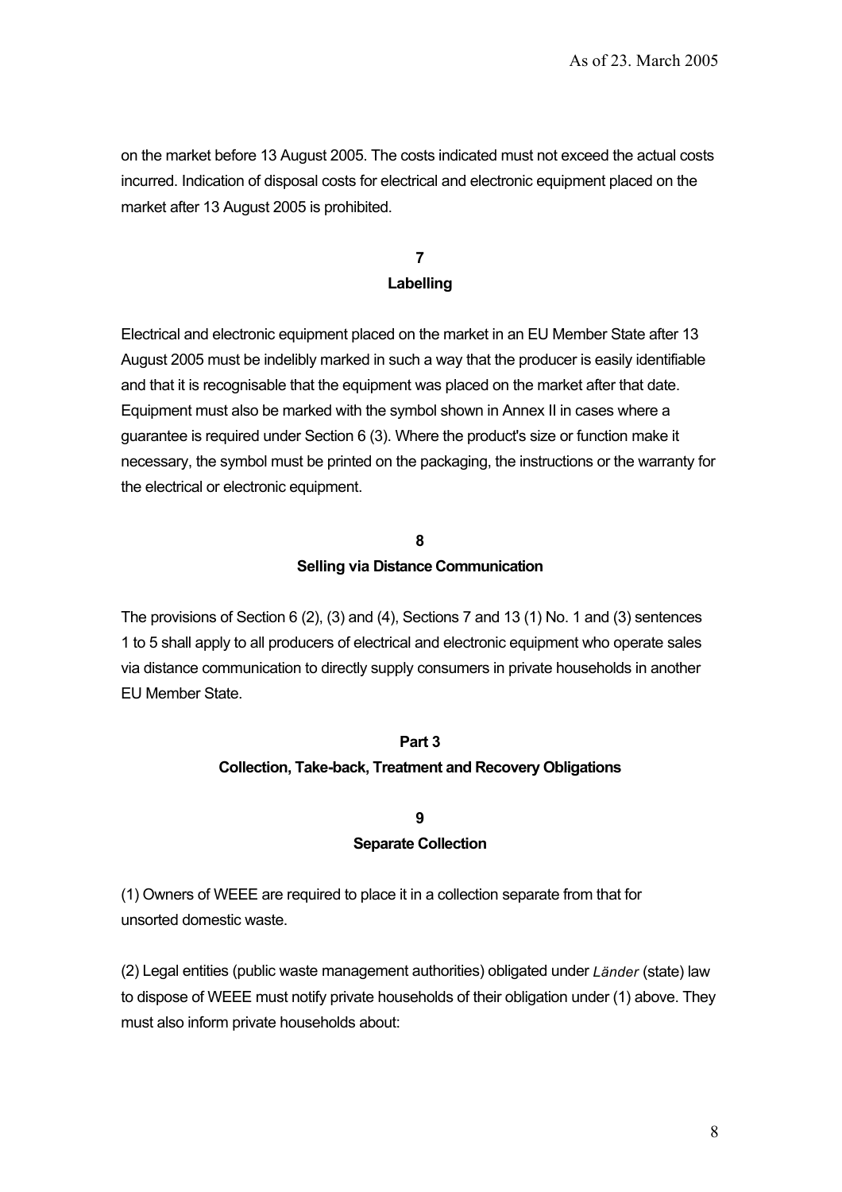on the market before 13 August 2005. The costs indicated must not exceed the actual costs incurred. Indication of disposal costs for electrical and electronic equipment placed on the market after 13 August 2005 is prohibited.

## 7
## Labelling

Electrical and electronic equipment placed on the market in an EU Member State after 13 August 2005 must be indelibly marked in such a way that the producer is easily identifiable and that it is recognisable that the equipment was placed on the market after that date. Equipment must also be marked with the symbol shown in Annex II in cases where a guarantee is required under Section 6 (3). Where the product's size or function make it necessary, the symbol must be printed on the packaging, the instructions or the warranty for the electrical or electronic equipment.

## 8
## Selling via Distance Communication

The provisions of Section 6 (2), (3) and (4), Sections 7 and 13 (1) No. 1 and (3) sentences 1 to 5 shall apply to all producers of electrical and electronic equipment who operate sales via distance communication to directly supply consumers in private households in another EU Member State.

# Part 3
# Collection, Take-back, Treatment and Recovery Obligations

## 9
## Separate Collection

(1) Owners of WEEE are required to place it in a collection separate from that for unsorted domestic waste.

(2) Legal entities (public waste management authorities) obligated under *Länder* (state) law to dispose of WEEE must notify private households of their obligation under (1) above. They must also inform private households about: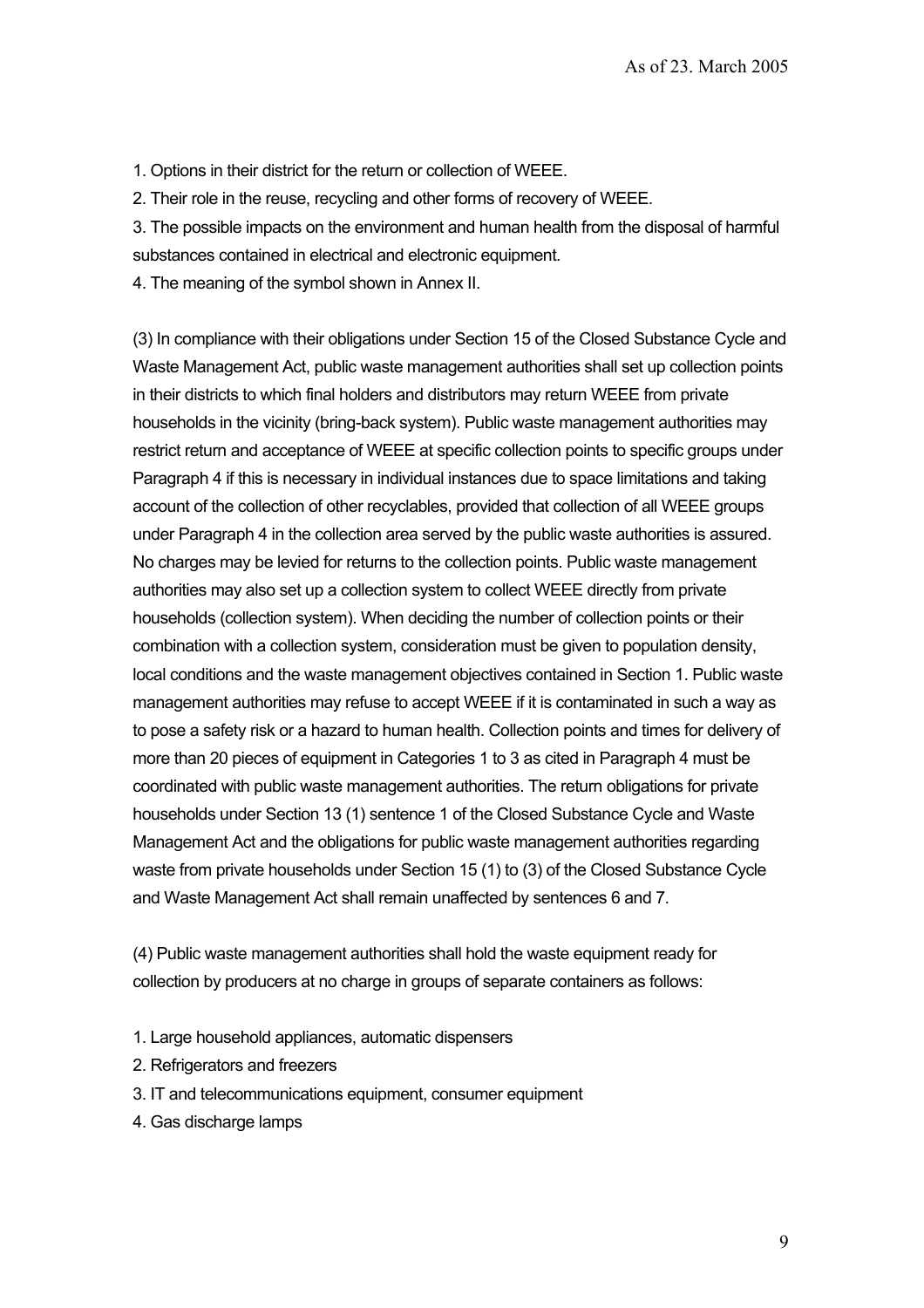1. Options in their district for the return or collection of WEEE.
2. Their role in the reuse, recycling and other forms of recovery of WEEE.
3. The possible impacts on the environment and human health from the disposal of harmful substances contained in electrical and electronic equipment.
4. The meaning of the symbol shown in Annex II.

(3) In compliance with their obligations under Section 15 of the Closed Substance Cycle and Waste Management Act, public waste management authorities shall set up collection points in their districts to which final holders and distributors may return WEEE from private households in the vicinity (bring-back system). Public waste management authorities may restrict return and acceptance of WEEE at specific collection points to specific groups under Paragraph 4 if this is necessary in individual instances due to space limitations and taking account of the collection of other recyclables, provided that collection of all WEEE groups under Paragraph 4 in the collection area served by the public waste authorities is assured. No charges may be levied for returns to the collection points. Public waste management authorities may also set up a collection system to collect WEEE directly from private households (collection system). When deciding the number of collection points or their combination with a collection system, consideration must be given to population density, local conditions and the waste management objectives contained in Section 1. Public waste management authorities may refuse to accept WEEE if it is contaminated in such a way as to pose a safety risk or a hazard to human health. Collection points and times for delivery of more than 20 pieces of equipment in Categories 1 to 3 as cited in Paragraph 4 must be coordinated with public waste management authorities. The return obligations for private households under Section 13 (1) sentence 1 of the Closed Substance Cycle and Waste Management Act and the obligations for public waste management authorities regarding waste from private households under Section 15 (1) to (3) of the Closed Substance Cycle and Waste Management Act shall remain unaffected by sentences 6 and 7.

(4) Public waste management authorities shall hold the waste equipment ready for collection by producers at no charge in groups of separate containers as follows:

1. Large household appliances, automatic dispensers
2. Refrigerators and freezers
3. IT and telecommunications equipment, consumer equipment
4. Gas discharge lamps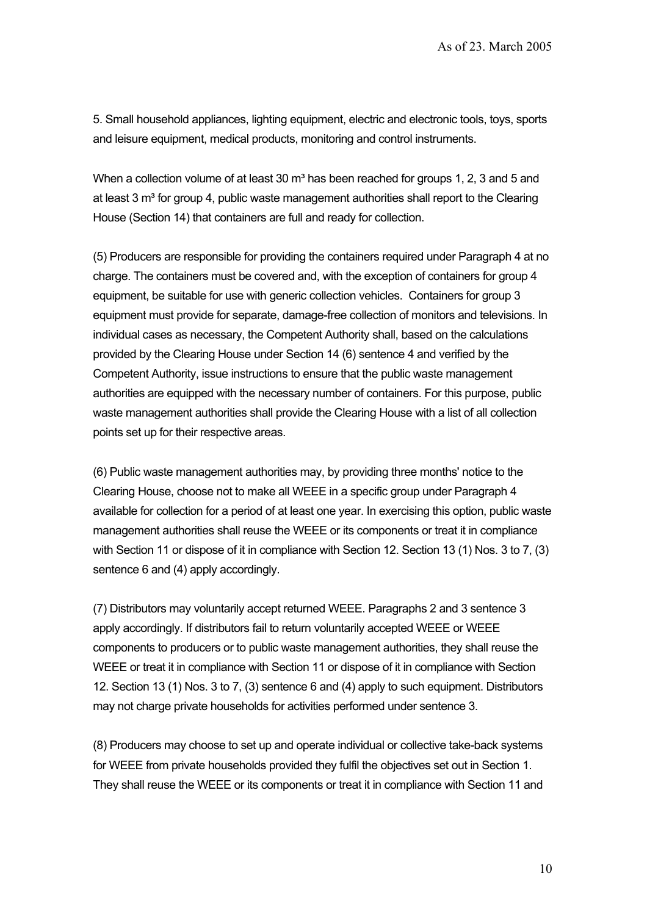5. Small household appliances, lighting equipment, electric and electronic tools, toys, sports and leisure equipment, medical products, monitoring and control instruments.

When a collection volume of at least 30 m³ has been reached for groups 1, 2, 3 and 5 and at least 3 m³ for group 4, public waste management authorities shall report to the Clearing House (Section 14) that containers are full and ready for collection.

(5) Producers are responsible for providing the containers required under Paragraph 4 at no charge. The containers must be covered and, with the exception of containers for group 4 equipment, be suitable for use with generic collection vehicles. Containers for group 3 equipment must provide for separate, damage-free collection of monitors and televisions. In individual cases as necessary, the Competent Authority shall, based on the calculations provided by the Clearing House under Section 14 (6) sentence 4 and verified by the Competent Authority, issue instructions to ensure that the public waste management authorities are equipped with the necessary number of containers. For this purpose, public waste management authorities shall provide the Clearing House with a list of all collection points set up for their respective areas.

(6) Public waste management authorities may, by providing three months' notice to the Clearing House, choose not to make all WEEE in a specific group under Paragraph 4 available for collection for a period of at least one year. In exercising this option, public waste management authorities shall reuse the WEEE or its components or treat it in compliance with Section 11 or dispose of it in compliance with Section 12. Section 13 (1) Nos. 3 to 7, (3) sentence 6 and (4) apply accordingly.

(7) Distributors may voluntarily accept returned WEEE. Paragraphs 2 and 3 sentence 3 apply accordingly. If distributors fail to return voluntarily accepted WEEE or WEEE components to producers or to public waste management authorities, they shall reuse the WEEE or treat it in compliance with Section 11 or dispose of it in compliance with Section 12. Section 13 (1) Nos. 3 to 7, (3) sentence 6 and (4) apply to such equipment. Distributors may not charge private households for activities performed under sentence 3.

(8) Producers may choose to set up and operate individual or collective take-back systems for WEEE from private households provided they fulfil the objectives set out in Section 1. They shall reuse the WEEE or its components or treat it in compliance with Section 11 and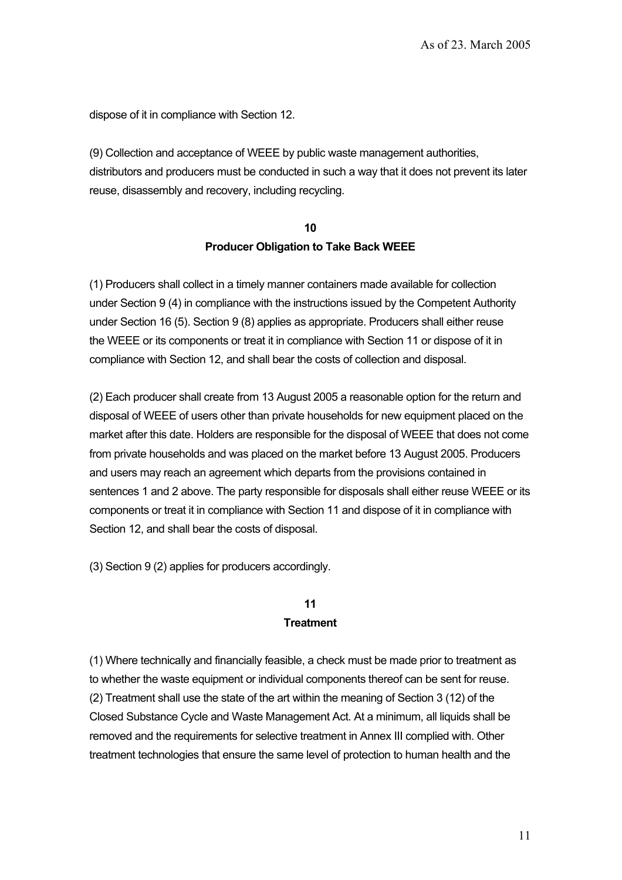dispose of it in compliance with Section 12.

(9) Collection and acceptance of WEEE by public waste management authorities, distributors and producers must be conducted in such a way that it does not prevent its later reuse, disassembly and recovery, including recycling.

## 10
## Producer Obligation to Take Back WEEE

(1) Producers shall collect in a timely manner containers made available for collection under Section 9 (4) in compliance with the instructions issued by the Competent Authority under Section 16 (5). Section 9 (8) applies as appropriate. Producers shall either reuse the WEEE or its components or treat it in compliance with Section 11 or dispose of it in compliance with Section 12, and shall bear the costs of collection and disposal.

(2) Each producer shall create from 13 August 2005 a reasonable option for the return and disposal of WEEE of users other than private households for new equipment placed on the market after this date. Holders are responsible for the disposal of WEEE that does not come from private households and was placed on the market before 13 August 2005. Producers and users may reach an agreement which departs from the provisions contained in sentences 1 and 2 above. The party responsible for disposals shall either reuse WEEE or its components or treat it in compliance with Section 11 and dispose of it in compliance with Section 12, and shall bear the costs of disposal.

(3) Section 9 (2) applies for producers accordingly.

## 11
## Treatment

(1) Where technically and financially feasible, a check must be made prior to treatment as to whether the waste equipment or individual components thereof can be sent for reuse.
(2) Treatment shall use the state of the art within the meaning of Section 3 (12) of the Closed Substance Cycle and Waste Management Act. At a minimum, all liquids shall be removed and the requirements for selective treatment in Annex III complied with. Other treatment technologies that ensure the same level of protection to human health and the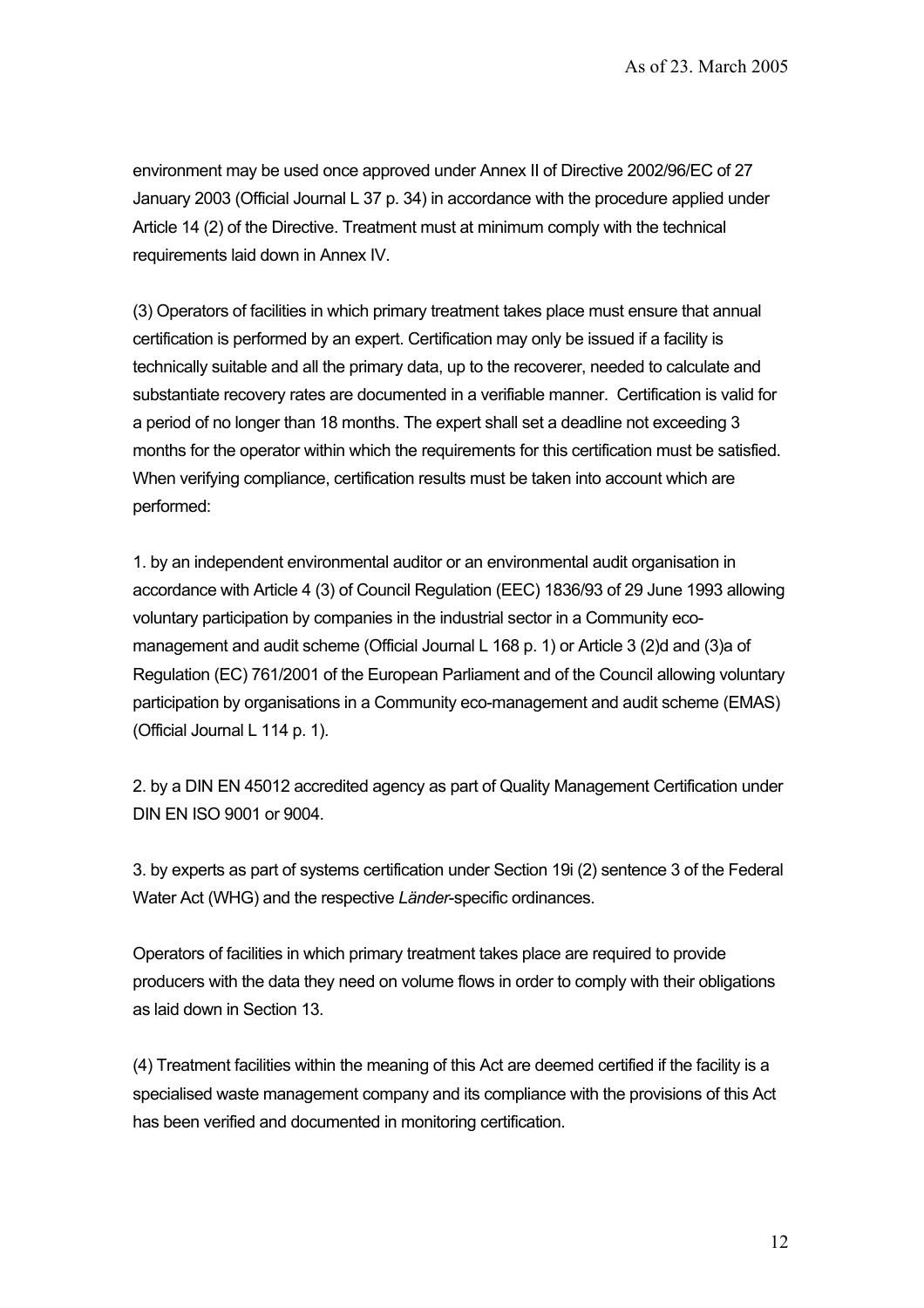environment may be used once approved under Annex II of Directive 2002/96/EC of 27 January 2003 (Official Journal L 37 p. 34) in accordance with the procedure applied under Article 14 (2) of the Directive. Treatment must at minimum comply with the technical requirements laid down in Annex IV.

(3) Operators of facilities in which primary treatment takes place must ensure that annual certification is performed by an expert. Certification may only be issued if a facility is technically suitable and all the primary data, up to the recoverer, needed to calculate and substantiate recovery rates are documented in a verifiable manner. Certification is valid for a period of no longer than 18 months. The expert shall set a deadline not exceeding 3 months for the operator within which the requirements for this certification must be satisfied. When verifying compliance, certification results must be taken into account which are performed:

1. by an independent environmental auditor or an environmental audit organisation in accordance with Article 4 (3) of Council Regulation (EEC) 1836/93 of 29 June 1993 allowing voluntary participation by companies in the industrial sector in a Community eco-management and audit scheme (Official Journal L 168 p. 1) or Article 3 (2)d and (3)a of Regulation (EC) 761/2001 of the European Parliament and of the Council allowing voluntary participation by organisations in a Community eco-management and audit scheme (EMAS) (Official Journal L 114 p. 1).

2. by a DIN EN 45012 accredited agency as part of Quality Management Certification under DIN EN ISO 9001 or 9004.

3. by experts as part of systems certification under Section 19i (2) sentence 3 of the Federal Water Act (WHG) and the respective *Länder*-specific ordinances.

Operators of facilities in which primary treatment takes place are required to provide producers with the data they need on volume flows in order to comply with their obligations as laid down in Section 13.

(4) Treatment facilities within the meaning of this Act are deemed certified if the facility is a specialised waste management company and its compliance with the provisions of this Act has been verified and documented in monitoring certification.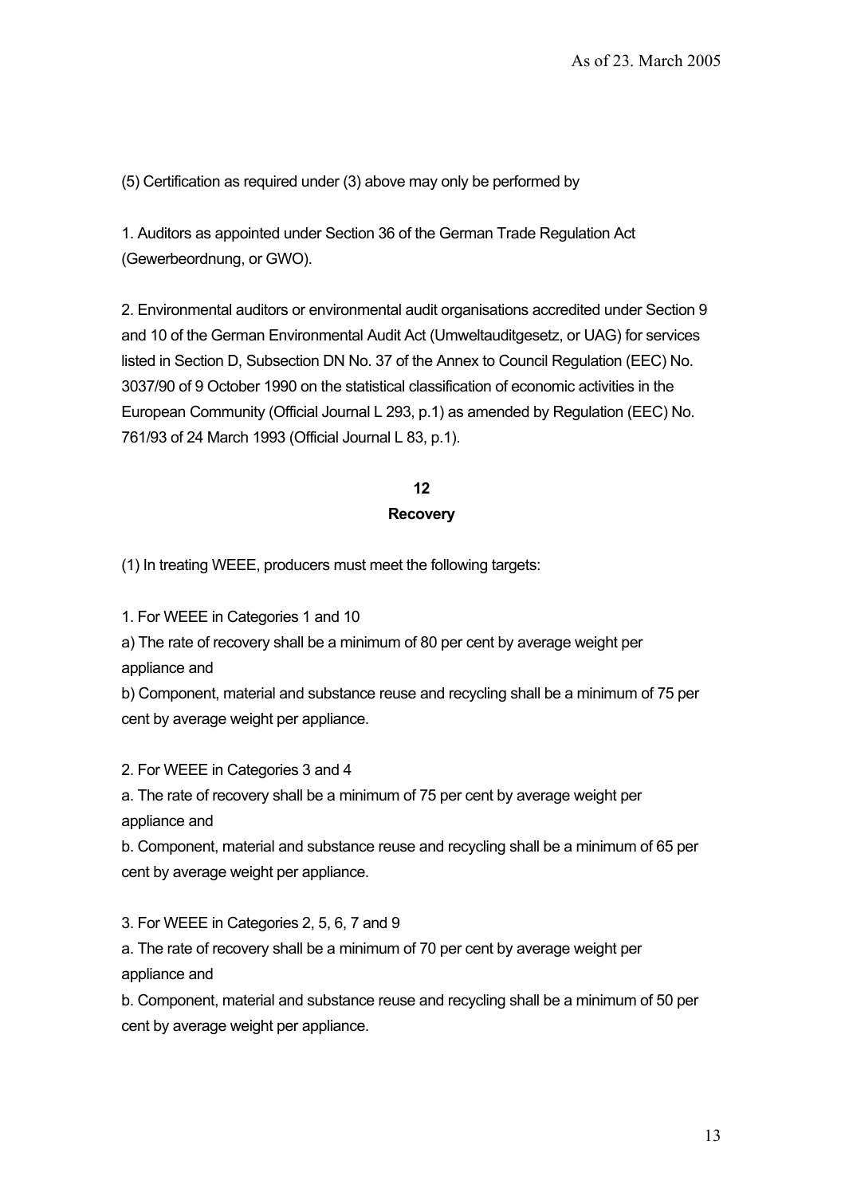(5) Certification as required under (3) above may only be performed by

1. Auditors as appointed under Section 36 of the German Trade Regulation Act (Gewerbeordnung, or GWO).

2. Environmental auditors or environmental audit organisations accredited under Section 9 and 10 of the German Environmental Audit Act (Umweltauditgesetz, or UAG) for services listed in Section D, Subsection DN No. 37 of the Annex to Council Regulation (EEC) No. 3037/90 of 9 October 1990 on the statistical classification of economic activities in the European Community (Official Journal L 293, p.1) as amended by Regulation (EEC) No. 761/93 of 24 March 1993 (Official Journal L 83, p.1).

## 12
## Recovery

(1) In treating WEEE, producers must meet the following targets:

1. For WEEE in Categories 1 and 10
a) The rate of recovery shall be a minimum of 80 per cent by average weight per appliance and
b) Component, material and substance reuse and recycling shall be a minimum of 75 per cent by average weight per appliance.

2. For WEEE in Categories 3 and 4
a. The rate of recovery shall be a minimum of 75 per cent by average weight per appliance and
b. Component, material and substance reuse and recycling shall be a minimum of 65 per cent by average weight per appliance.

3. For WEEE in Categories 2, 5, 6, 7 and 9
a. The rate of recovery shall be a minimum of 70 per cent by average weight per appliance and
b. Component, material and substance reuse and recycling shall be a minimum of 50 per cent by average weight per appliance.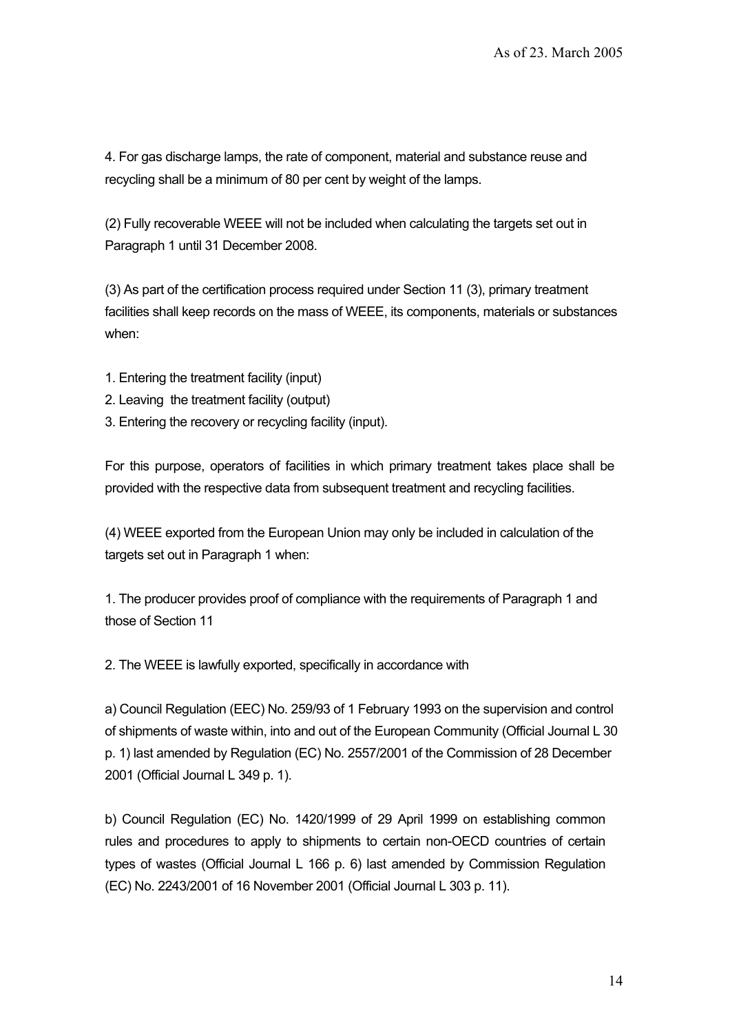4. For gas discharge lamps, the rate of component, material and substance reuse and recycling shall be a minimum of 80 per cent by weight of the lamps.

(2) Fully recoverable WEEE will not be included when calculating the targets set out in Paragraph 1 until 31 December 2008.

(3) As part of the certification process required under Section 11 (3), primary treatment facilities shall keep records on the mass of WEEE, its components, materials or substances when:

1. Entering the treatment facility (input)
2. Leaving the treatment facility (output)
3. Entering the recovery or recycling facility (input).

For this purpose, operators of facilities in which primary treatment takes place shall be provided with the respective data from subsequent treatment and recycling facilities.

(4) WEEE exported from the European Union may only be included in calculation of the targets set out in Paragraph 1 when:

1. The producer provides proof of compliance with the requirements of Paragraph 1 and those of Section 11

2. The WEEE is lawfully exported, specifically in accordance with

a) Council Regulation (EEC) No. 259/93 of 1 February 1993 on the supervision and control of shipments of waste within, into and out of the European Community (Official Journal L 30 p. 1) last amended by Regulation (EC) No. 2557/2001 of the Commission of 28 December 2001 (Official Journal L 349 p. 1).

b) Council Regulation (EC) No. 1420/1999 of 29 April 1999 on establishing common rules and procedures to apply to shipments to certain non-OECD countries of certain types of wastes (Official Journal L 166 p. 6) last amended by Commission Regulation (EC) No. 2243/2001 of 16 November 2001 (Official Journal L 303 p. 11).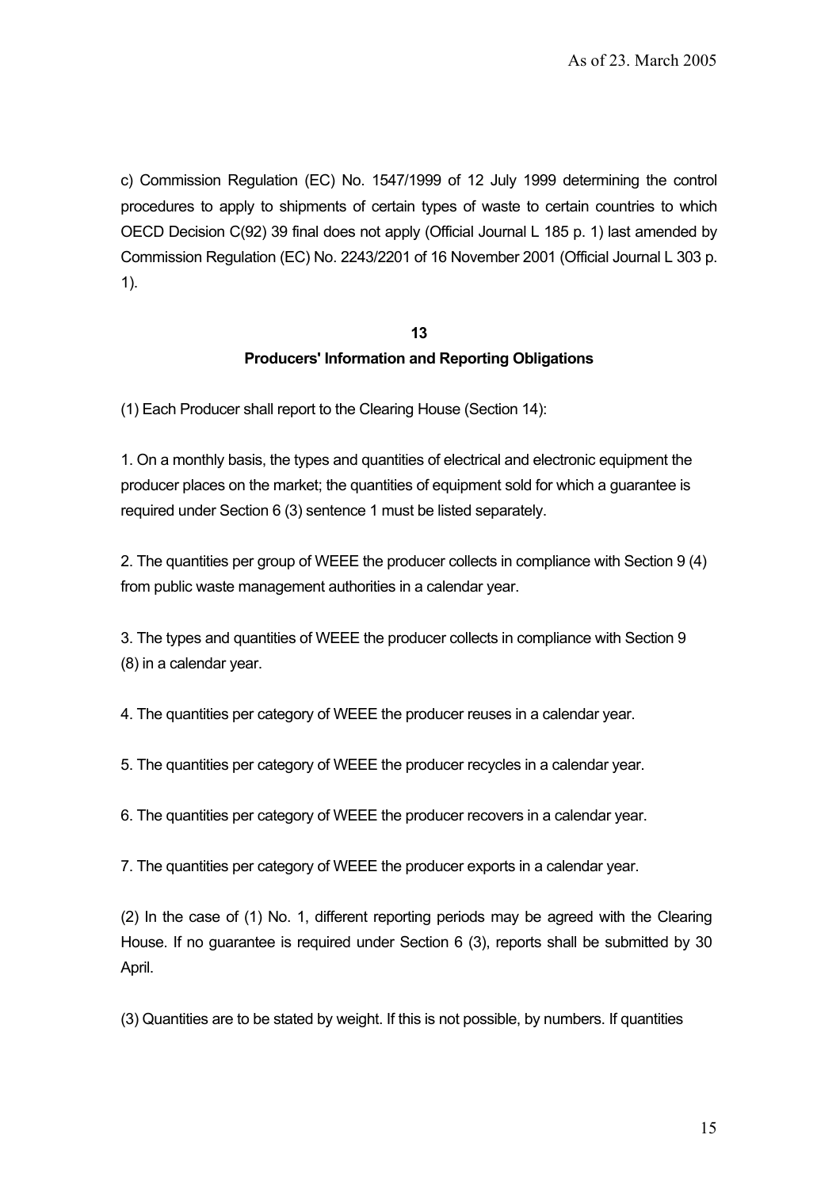c) Commission Regulation (EC) No. 1547/1999 of 12 July 1999 determining the control procedures to apply to shipments of certain types of waste to certain countries to which OECD Decision C(92) 39 final does not apply (Official Journal L 185 p. 1) last amended by Commission Regulation (EC) No. 2243/2201 of 16 November 2001 (Official Journal L 303 p. 1).

## 13
## Producers' Information and Reporting Obligations

(1) Each Producer shall report to the Clearing House (Section 14):

1. On a monthly basis, the types and quantities of electrical and electronic equipment the producer places on the market; the quantities of equipment sold for which a guarantee is required under Section 6 (3) sentence 1 must be listed separately.

2. The quantities per group of WEEE the producer collects in compliance with Section 9 (4) from public waste management authorities in a calendar year.

3. The types and quantities of WEEE the producer collects in compliance with Section 9 (8) in a calendar year.

4. The quantities per category of WEEE the producer reuses in a calendar year.

5. The quantities per category of WEEE the producer recycles in a calendar year.

6. The quantities per category of WEEE the producer recovers in a calendar year.

7. The quantities per category of WEEE the producer exports in a calendar year.

(2) In the case of (1) No. 1, different reporting periods may be agreed with the Clearing House. If no guarantee is required under Section 6 (3), reports shall be submitted by 30 April.

(3) Quantities are to be stated by weight. If this is not possible, by numbers. If quantities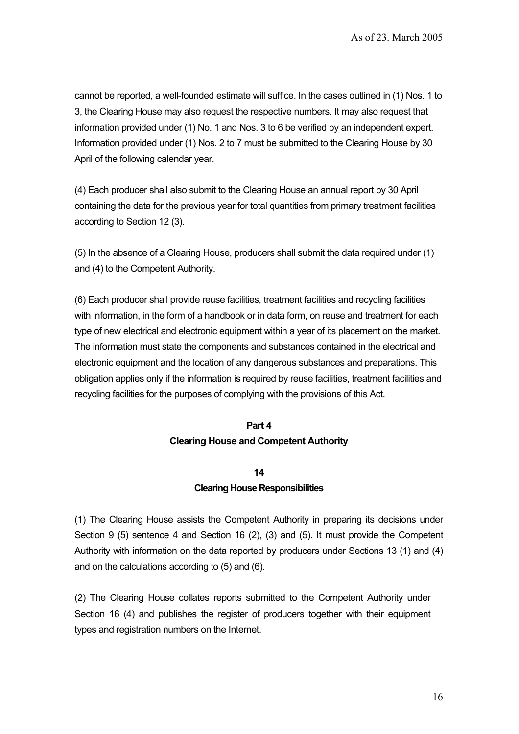cannot be reported, a well-founded estimate will suffice. In the cases outlined in (1) Nos. 1 to 3, the Clearing House may also request the respective numbers. It may also request that information provided under (1) No. 1 and Nos. 3 to 6 be verified by an independent expert. Information provided under (1) Nos. 2 to 7 must be submitted to the Clearing House by 30 April of the following calendar year.

(4) Each producer shall also submit to the Clearing House an annual report by 30 April containing the data for the previous year for total quantities from primary treatment facilities according to Section 12 (3).

(5) In the absence of a Clearing House, producers shall submit the data required under (1) and (4) to the Competent Authority.

(6) Each producer shall provide reuse facilities, treatment facilities and recycling facilities with information, in the form of a handbook or in data form, on reuse and treatment for each type of new electrical and electronic equipment within a year of its placement on the market. The information must state the components and substances contained in the electrical and electronic equipment and the location of any dangerous substances and preparations. This obligation applies only if the information is required by reuse facilities, treatment facilities and recycling facilities for the purposes of complying with the provisions of this Act.

## Part 4
## Clearing House and Competent Authority

### 14
### Clearing House Responsibilities

(1) The Clearing House assists the Competent Authority in preparing its decisions under Section 9 (5) sentence 4 and Section 16 (2), (3) and (5). It must provide the Competent Authority with information on the data reported by producers under Sections 13 (1) and (4) and on the calculations according to (5) and (6).

(2) The Clearing House collates reports submitted to the Competent Authority under Section 16 (4) and publishes the register of producers together with their equipment types and registration numbers on the Internet.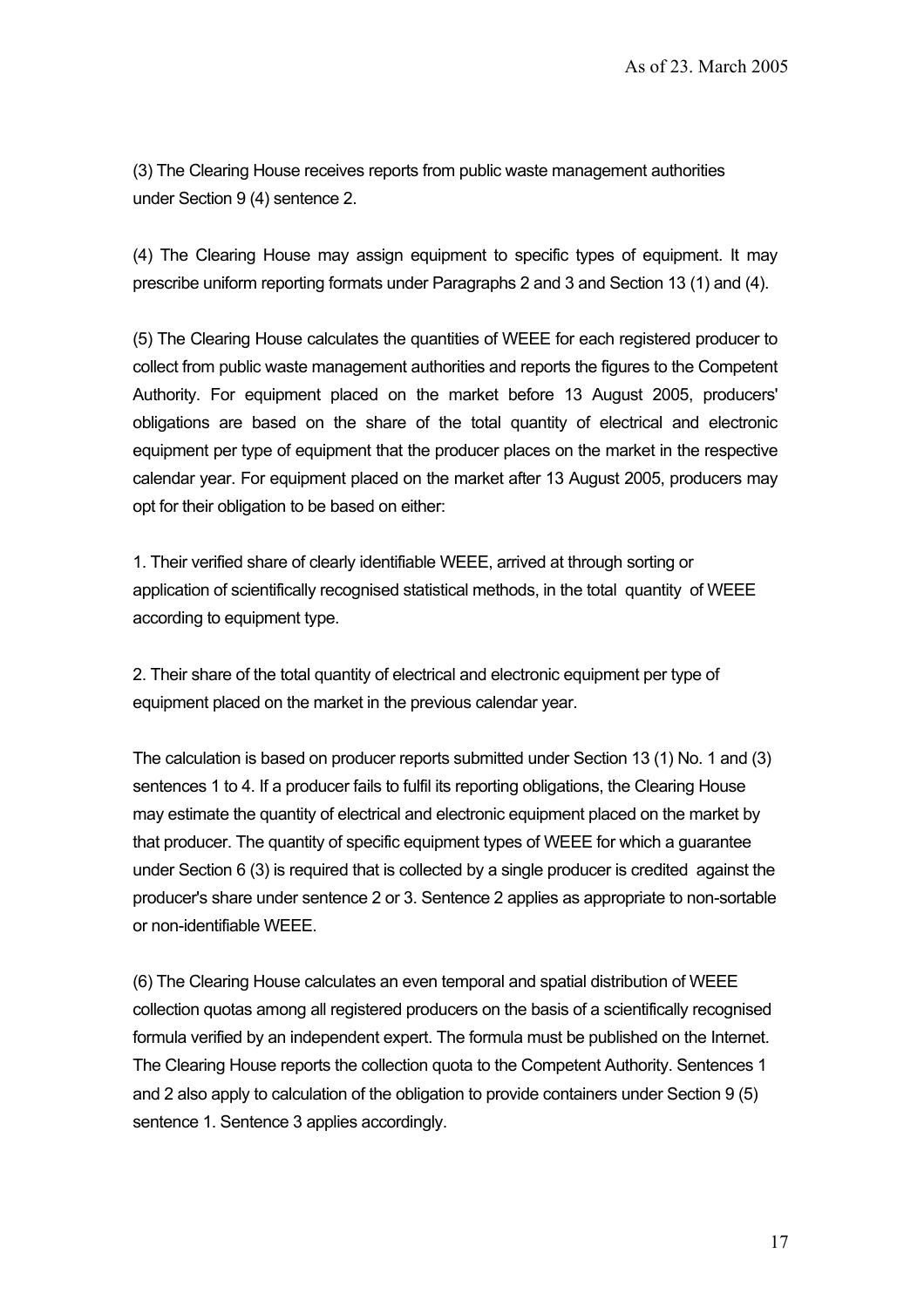(3) The Clearing House receives reports from public waste management authorities under Section 9 (4) sentence 2.

(4) The Clearing House may assign equipment to specific types of equipment. It may prescribe uniform reporting formats under Paragraphs 2 and 3 and Section 13 (1) and (4).

(5) The Clearing House calculates the quantities of WEEE for each registered producer to collect from public waste management authorities and reports the figures to the Competent Authority. For equipment placed on the market before 13 August 2005, producers' obligations are based on the share of the total quantity of electrical and electronic equipment per type of equipment that the producer places on the market in the respective calendar year. For equipment placed on the market after 13 August 2005, producers may opt for their obligation to be based on either:

1. Their verified share of clearly identifiable WEEE, arrived at through sorting or application of scientifically recognised statistical methods, in the total quantity of WEEE according to equipment type.

2. Their share of the total quantity of electrical and electronic equipment per type of equipment placed on the market in the previous calendar year.

The calculation is based on producer reports submitted under Section 13 (1) No. 1 and (3) sentences 1 to 4. If a producer fails to fulfil its reporting obligations, the Clearing House may estimate the quantity of electrical and electronic equipment placed on the market by that producer. The quantity of specific equipment types of WEEE for which a guarantee under Section 6 (3) is required that is collected by a single producer is credited against the producer's share under sentence 2 or 3. Sentence 2 applies as appropriate to non-sortable or non-identifiable WEEE.

(6) The Clearing House calculates an even temporal and spatial distribution of WEEE collection quotas among all registered producers on the basis of a scientifically recognised formula verified by an independent expert. The formula must be published on the Internet. The Clearing House reports the collection quota to the Competent Authority. Sentences 1 and 2 also apply to calculation of the obligation to provide containers under Section 9 (5) sentence 1. Sentence 3 applies accordingly.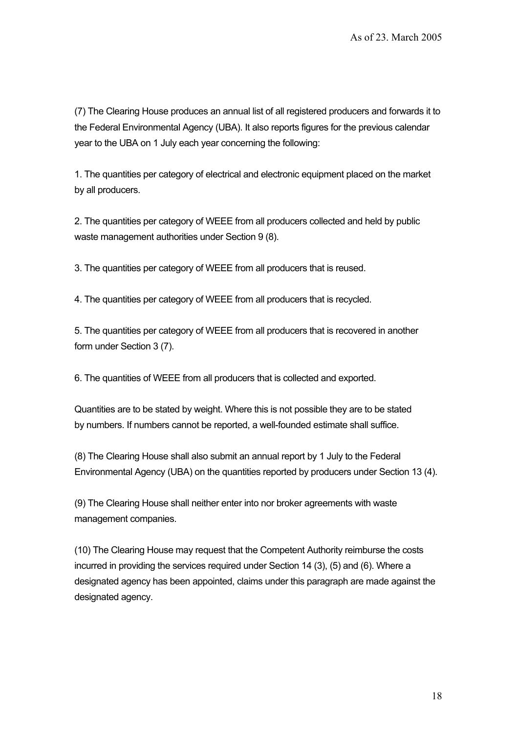(7) The Clearing House produces an annual list of all registered producers and forwards it to the Federal Environmental Agency (UBA). It also reports figures for the previous calendar year to the UBA on 1 July each year concerning the following:

1. The quantities per category of electrical and electronic equipment placed on the market by all producers.

2. The quantities per category of WEEE from all producers collected and held by public waste management authorities under Section 9 (8).

3. The quantities per category of WEEE from all producers that is reused.

4. The quantities per category of WEEE from all producers that is recycled.

5. The quantities per category of WEEE from all producers that is recovered in another form under Section 3 (7).

6. The quantities of WEEE from all producers that is collected and exported.

Quantities are to be stated by weight. Where this is not possible they are to be stated by numbers. If numbers cannot be reported, a well-founded estimate shall suffice.

(8) The Clearing House shall also submit an annual report by 1 July to the Federal Environmental Agency (UBA) on the quantities reported by producers under Section 13 (4).

(9) The Clearing House shall neither enter into nor broker agreements with waste management companies.

(10) The Clearing House may request that the Competent Authority reimburse the costs incurred in providing the services required under Section 14 (3), (5) and (6). Where a designated agency has been appointed, claims under this paragraph are made against the designated agency.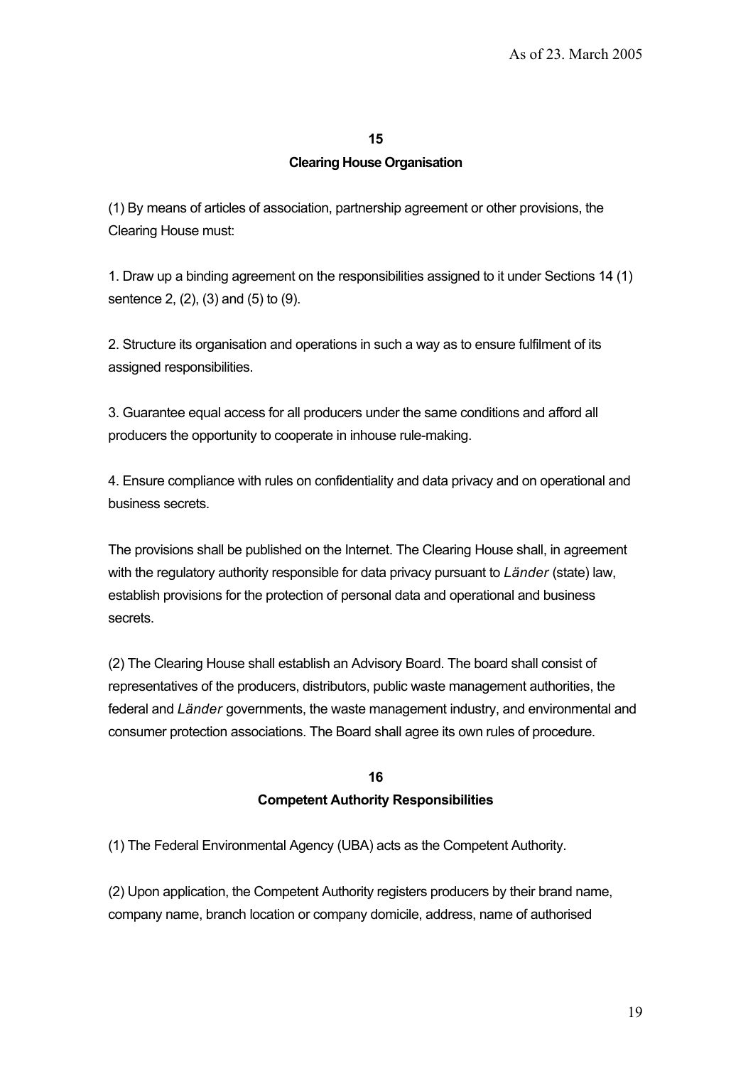## 15

## Clearing House Organisation

(1) By means of articles of association, partnership agreement or other provisions, the Clearing House must:

1. Draw up a binding agreement on the responsibilities assigned to it under Sections 14 (1) sentence 2, (2), (3) and (5) to (9).

2. Structure its organisation and operations in such a way as to ensure fulfilment of its assigned responsibilities.

3. Guarantee equal access for all producers under the same conditions and afford all producers the opportunity to cooperate in inhouse rule-making.

4. Ensure compliance with rules on confidentiality and data privacy and on operational and business secrets.

The provisions shall be published on the Internet. The Clearing House shall, in agreement with the regulatory authority responsible for data privacy pursuant to *Länder* (state) law, establish provisions for the protection of personal data and operational and business secrets.

(2) The Clearing House shall establish an Advisory Board. The board shall consist of representatives of the producers, distributors, public waste management authorities, the federal and *Länder* governments, the waste management industry, and environmental and consumer protection associations. The Board shall agree its own rules of procedure.

## 16

## Competent Authority Responsibilities

(1) The Federal Environmental Agency (UBA) acts as the Competent Authority.

(2) Upon application, the Competent Authority registers producers by their brand name, company name, branch location or company domicile, address, name of authorised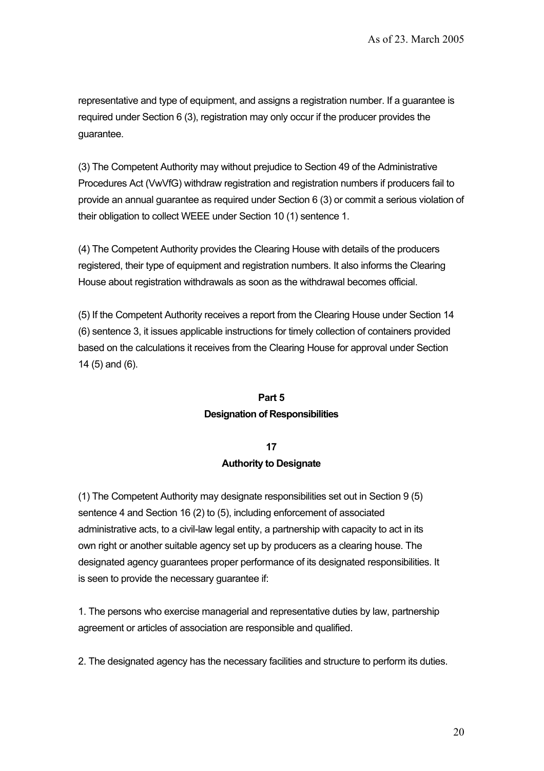representative and type of equipment, and assigns a registration number. If a guarantee is required under Section 6 (3), registration may only occur if the producer provides the guarantee.

(3) The Competent Authority may without prejudice to Section 49 of the Administrative Procedures Act (VwVfG) withdraw registration and registration numbers if producers fail to provide an annual guarantee as required under Section 6 (3) or commit a serious violation of their obligation to collect WEEE under Section 10 (1) sentence 1.

(4) The Competent Authority provides the Clearing House with details of the producers registered, their type of equipment and registration numbers. It also informs the Clearing House about registration withdrawals as soon as the withdrawal becomes official.

(5) If the Competent Authority receives a report from the Clearing House under Section 14 (6) sentence 3, it issues applicable instructions for timely collection of containers provided based on the calculations it receives from the Clearing House for approval under Section 14 (5) and (6).

## Part 5
## Designation of Responsibilities

### 17
### Authority to Designate

(1) The Competent Authority may designate responsibilities set out in Section 9 (5) sentence 4 and Section 16 (2) to (5), including enforcement of associated administrative acts, to a civil-law legal entity, a partnership with capacity to act in its own right or another suitable agency set up by producers as a clearing house. The designated agency guarantees proper performance of its designated responsibilities. It is seen to provide the necessary guarantee if:

1. The persons who exercise managerial and representative duties by law, partnership agreement or articles of association are responsible and qualified.

2. The designated agency has the necessary facilities and structure to perform its duties.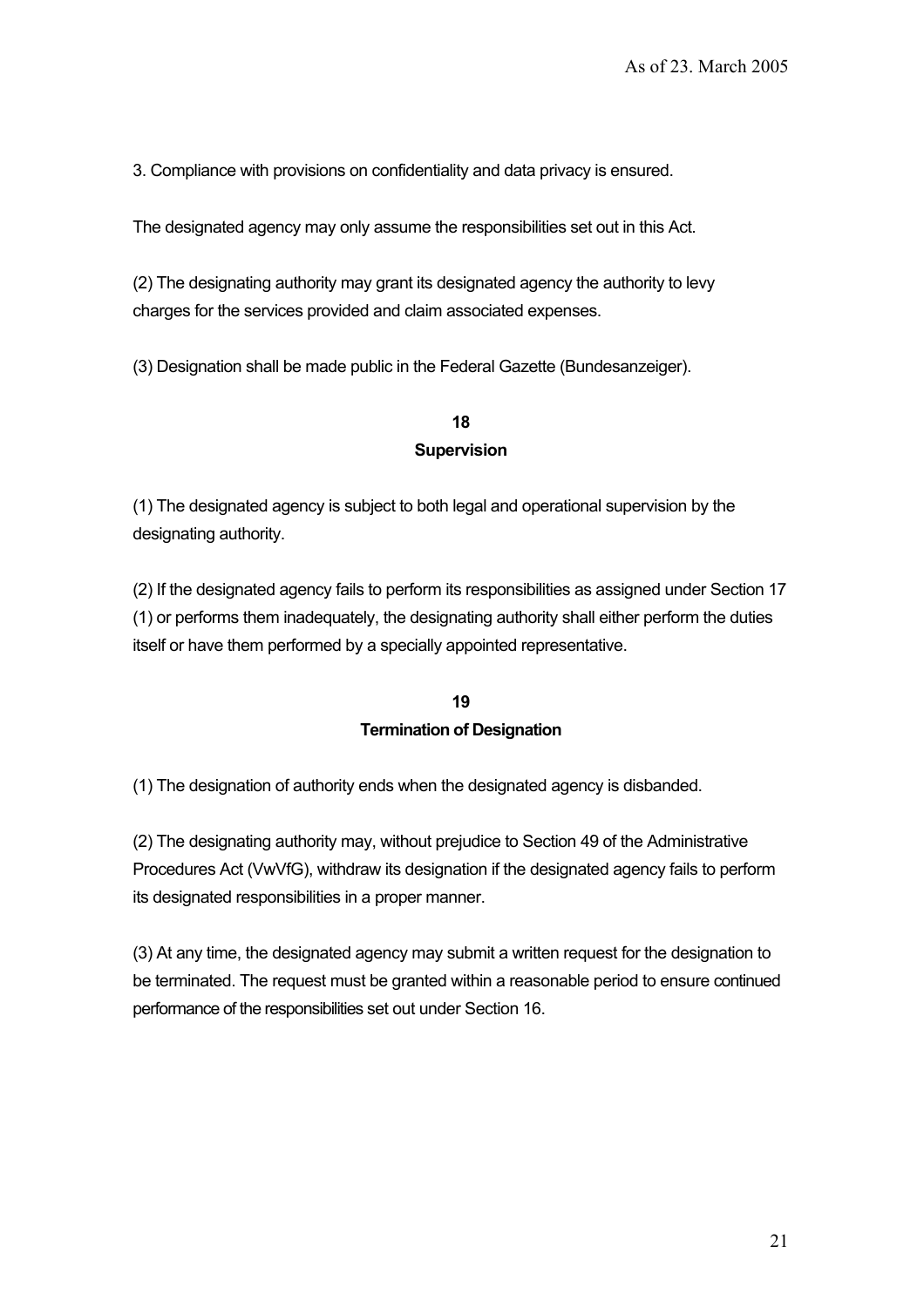3. Compliance with provisions on confidentiality and data privacy is ensured.

The designated agency may only assume the responsibilities set out in this Act.

(2) The designating authority may grant its designated agency the authority to levy charges for the services provided and claim associated expenses.

(3) Designation shall be made public in the Federal Gazette (Bundesanzeiger).

### 18
### Supervision

(1) The designated agency is subject to both legal and operational supervision by the designating authority.

(2) If the designated agency fails to perform its responsibilities as assigned under Section 17 (1) or performs them inadequately, the designating authority shall either perform the duties itself or have them performed by a specially appointed representative.

### 19
### Termination of Designation

(1) The designation of authority ends when the designated agency is disbanded.

(2) The designating authority may, without prejudice to Section 49 of the Administrative Procedures Act (VwVfG), withdraw its designation if the designated agency fails to perform its designated responsibilities in a proper manner.

(3) At any time, the designated agency may submit a written request for the designation to be terminated. The request must be granted within a reasonable period to ensure continued performance of the responsibilities set out under Section 16.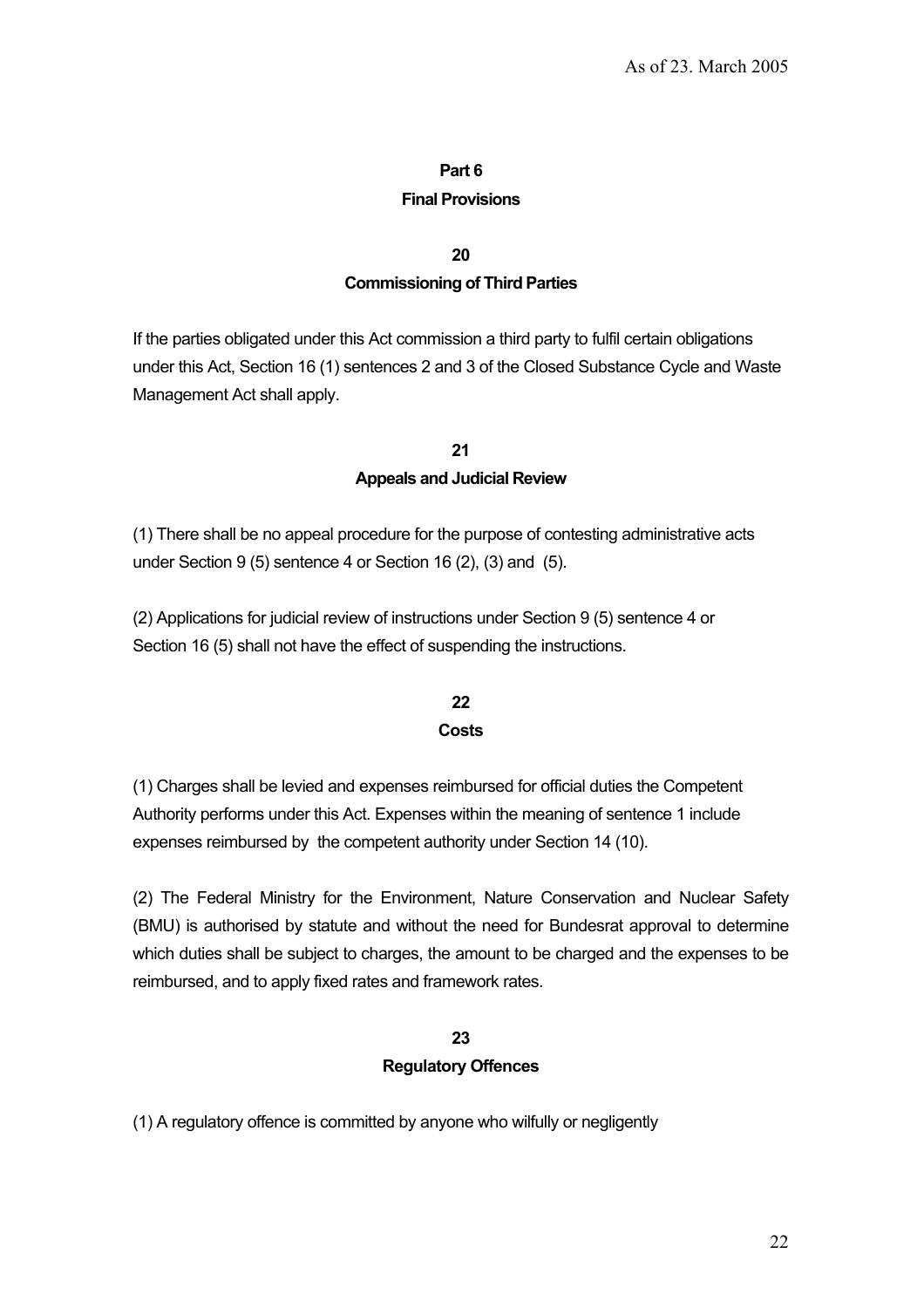As of 23. March 2005

## Part 6
## Final Provisions

### 20
### Commissioning of Third Parties

If the parties obligated under this Act commission a third party to fulfil certain obligations under this Act, Section 16 (1) sentences 2 and 3 of the Closed Substance Cycle and Waste Management Act shall apply.

### 21
### Appeals and Judicial Review

(1) There shall be no appeal procedure for the purpose of contesting administrative acts under Section 9 (5) sentence 4 or Section 16 (2), (3) and (5).

(2) Applications for judicial review of instructions under Section 9 (5) sentence 4 or Section 16 (5) shall not have the effect of suspending the instructions.

### 22
### Costs

(1) Charges shall be levied and expenses reimbursed for official duties the Competent Authority performs under this Act. Expenses within the meaning of sentence 1 include expenses reimbursed by the competent authority under Section 14 (10).

(2) The Federal Ministry for the Environment, Nature Conservation and Nuclear Safety (BMU) is authorised by statute and without the need for Bundesrat approval to determine which duties shall be subject to charges, the amount to be charged and the expenses to be reimbursed, and to apply fixed rates and framework rates.

### 23
### Regulatory Offences

(1) A regulatory offence is committed by anyone who wilfully or negligently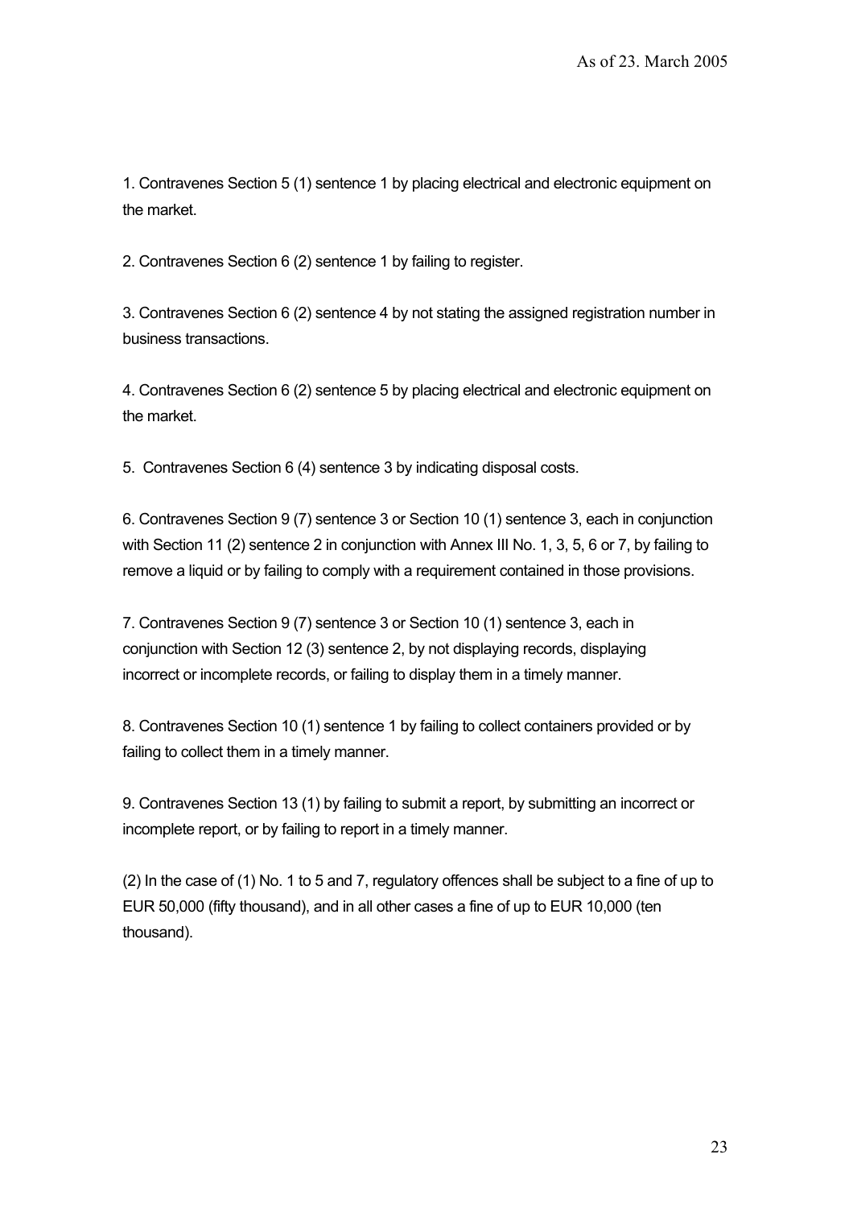1. Contravenes Section 5 (1) sentence 1 by placing electrical and electronic equipment on the market.

2. Contravenes Section 6 (2) sentence 1 by failing to register.

3. Contravenes Section 6 (2) sentence 4 by not stating the assigned registration number in business transactions.

4. Contravenes Section 6 (2) sentence 5 by placing electrical and electronic equipment on the market.

5. Contravenes Section 6 (4) sentence 3 by indicating disposal costs.

6. Contravenes Section 9 (7) sentence 3 or Section 10 (1) sentence 3, each in conjunction with Section 11 (2) sentence 2 in conjunction with Annex III No. 1, 3, 5, 6 or 7, by failing to remove a liquid or by failing to comply with a requirement contained in those provisions.

7. Contravenes Section 9 (7) sentence 3 or Section 10 (1) sentence 3, each in conjunction with Section 12 (3) sentence 2, by not displaying records, displaying incorrect or incomplete records, or failing to display them in a timely manner.

8. Contravenes Section 10 (1) sentence 1 by failing to collect containers provided or by failing to collect them in a timely manner.

9. Contravenes Section 13 (1) by failing to submit a report, by submitting an incorrect or incomplete report, or by failing to report in a timely manner.

(2) In the case of (1) No. 1 to 5 and 7, regulatory offences shall be subject to a fine of up to EUR 50,000 (fifty thousand), and in all other cases a fine of up to EUR 10,000 (ten thousand).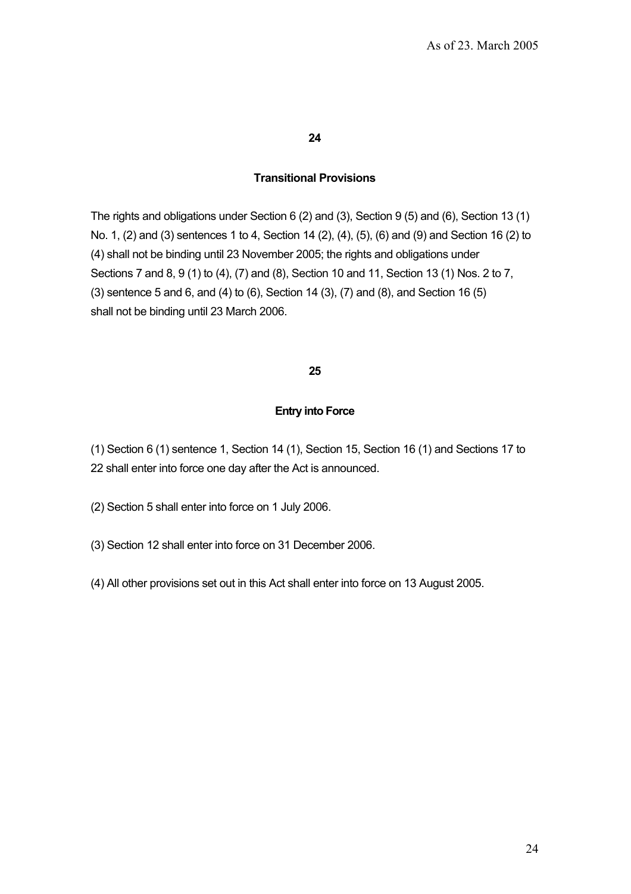## 24

### Transitional Provisions

The rights and obligations under Section 6 (2) and (3), Section 9 (5) and (6), Section 13 (1) No. 1, (2) and (3) sentences 1 to 4, Section 14 (2), (4), (5), (6) and (9) and Section 16 (2) to (4) shall not be binding until 23 November 2005; the rights and obligations under Sections 7 and 8, 9 (1) to (4), (7) and (8), Section 10 and 11, Section 13 (1) Nos. 2 to 7, (3) sentence 5 and 6, and (4) to (6), Section 14 (3), (7) and (8), and Section 16 (5) shall not be binding until 23 March 2006.

## 25

### Entry into Force

(1) Section 6 (1) sentence 1, Section 14 (1), Section 15, Section 16 (1) and Sections 17 to 22 shall enter into force one day after the Act is announced.

(2) Section 5 shall enter into force on 1 July 2006.

(3) Section 12 shall enter into force on 31 December 2006.

(4) All other provisions set out in this Act shall enter into force on 13 August 2005.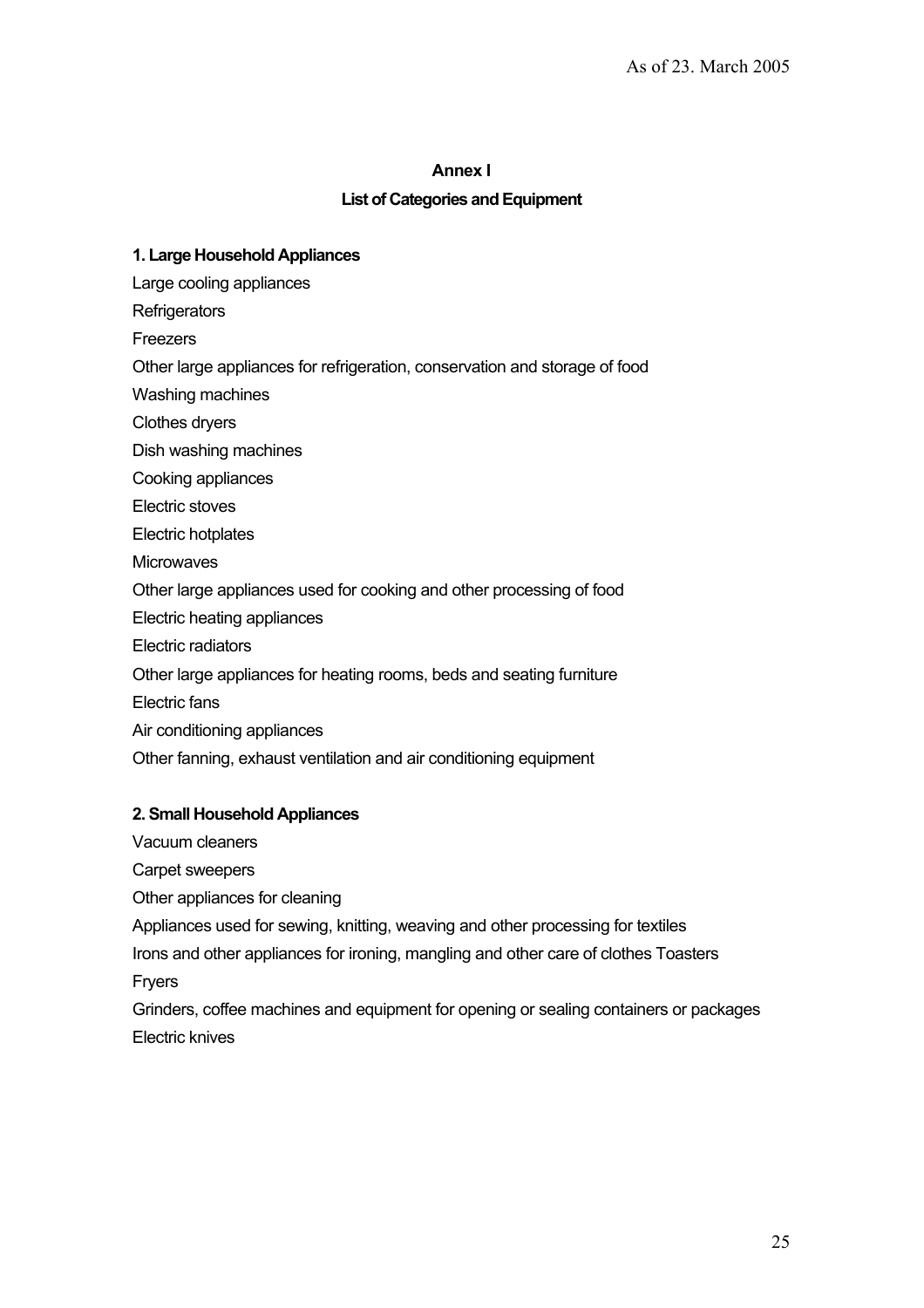As of 23. March 2005

## Annex I

## List of Categories and Equipment

### 1. Large Household Appliances

Large cooling appliances

Refrigerators

Freezers

Other large appliances for refrigeration, conservation and storage of food

Washing machines

Clothes dryers

Dish washing machines

Cooking appliances

Electric stoves

Electric hotplates

Microwaves

Other large appliances used for cooking and other processing of food

Electric heating appliances

Electric radiators

Other large appliances for heating rooms, beds and seating furniture

Electric fans

Air conditioning appliances

Other fanning, exhaust ventilation and air conditioning equipment

### 2. Small Household Appliances

Vacuum cleaners

Carpet sweepers

Other appliances for cleaning

Appliances used for sewing, knitting, weaving and other processing for textiles

Irons and other appliances for ironing, mangling and other care of clothes Toasters

Fryers

Grinders, coffee machines and equipment for opening or sealing containers or packages

Electric knives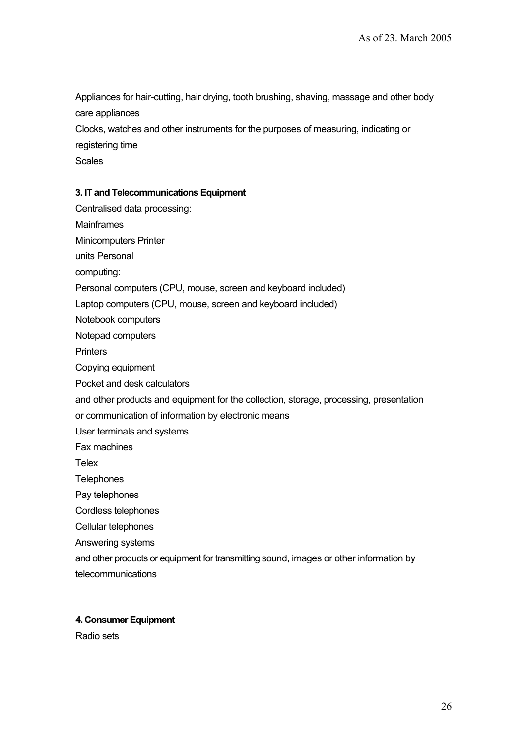Appliances for hair-cutting, hair drying, tooth brushing, shaving, massage and other body care appliances

Clocks, watches and other instruments for the purposes of measuring, indicating or registering time

Scales

**3. IT and Telecommunications Equipment**

Centralised data processing:

Mainframes

Minicomputers Printer

units Personal

computing:

Personal computers (CPU, mouse, screen and keyboard included)

Laptop computers (CPU, mouse, screen and keyboard included)

Notebook computers

Notepad computers

Printers

Copying equipment

Pocket and desk calculators

and other products and equipment for the collection, storage, processing, presentation or communication of information by electronic means

User terminals and systems

Fax machines

Telex

Telephones

Pay telephones

Cordless telephones

Cellular telephones

Answering systems

and other products or equipment for transmitting sound, images or other information by telecommunications

**4. Consumer Equipment**

Radio sets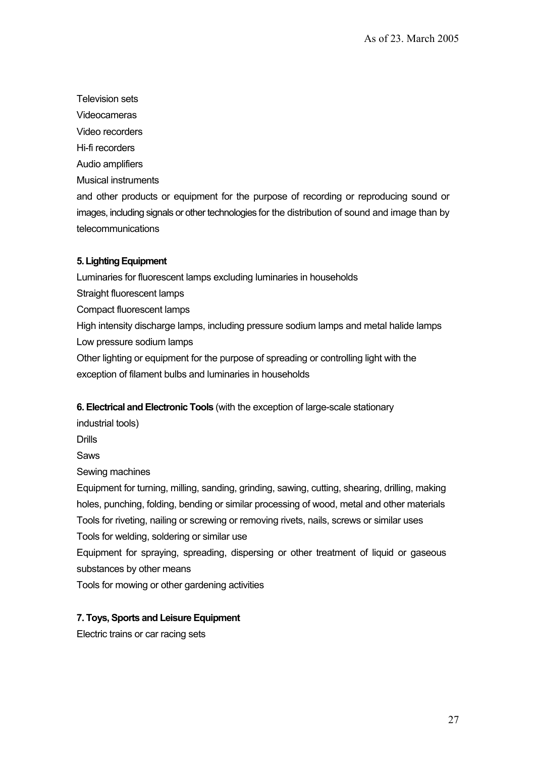Television sets

Videocameras

Video recorders

Hi-fi recorders

Audio amplifiers

Musical instruments

and other products or equipment for the purpose of recording or reproducing sound or images, including signals or other technologies for the distribution of sound and image than by telecommunications

**5. Lighting Equipment**

Luminaries for fluorescent lamps excluding luminaries in households

Straight fluorescent lamps

Compact fluorescent lamps

High intensity discharge lamps, including pressure sodium lamps and metal halide lamps

Low pressure sodium lamps

Other lighting or equipment for the purpose of spreading or controlling light with the exception of filament bulbs and luminaries in households

**6. Electrical and Electronic Tools** (with the exception of large-scale stationary industrial tools)

Drills

Saws

Sewing machines

Equipment for turning, milling, sanding, grinding, sawing, cutting, shearing, drilling, making holes, punching, folding, bending or similar processing of wood, metal and other materials

Tools for riveting, nailing or screwing or removing rivets, nails, screws or similar uses

Tools for welding, soldering or similar use

Equipment for spraying, spreading, dispersing or other treatment of liquid or gaseous substances by other means

Tools for mowing or other gardening activities

**7. Toys, Sports and Leisure Equipment**

Electric trains or car racing sets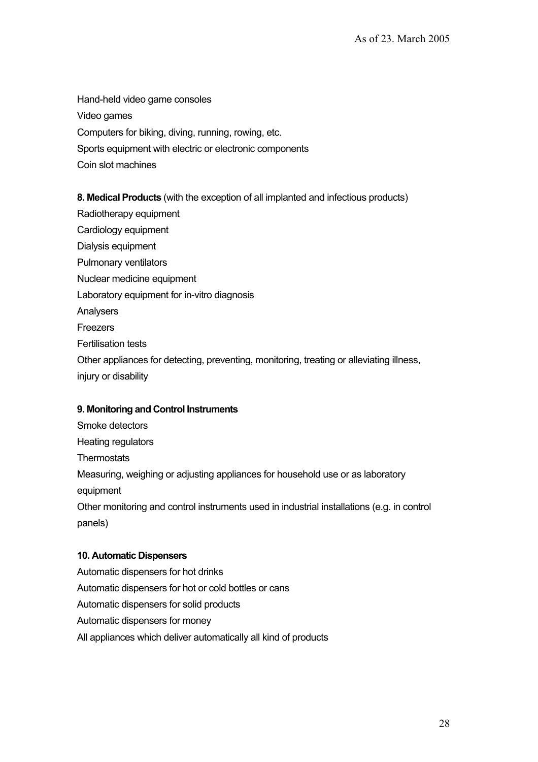Hand-held video game consoles

Video games

Computers for biking, diving, running, rowing, etc.

Sports equipment with electric or electronic components

Coin slot machines

**8. Medical Products** (with the exception of all implanted and infectious products)

Radiotherapy equipment

Cardiology equipment

Dialysis equipment

Pulmonary ventilators

Nuclear medicine equipment

Laboratory equipment for in-vitro diagnosis

Analysers

Freezers

Fertilisation tests

Other appliances for detecting, preventing, monitoring, treating or alleviating illness, injury or disability

**9. Monitoring and Control Instruments**

Smoke detectors

Heating regulators

Thermostats

Measuring, weighing or adjusting appliances for household use or as laboratory equipment

Other monitoring and control instruments used in industrial installations (e.g. in control panels)

**10. Automatic Dispensers**

Automatic dispensers for hot drinks

Automatic dispensers for hot or cold bottles or cans

Automatic dispensers for solid products

Automatic dispensers for money

All appliances which deliver automatically all kind of products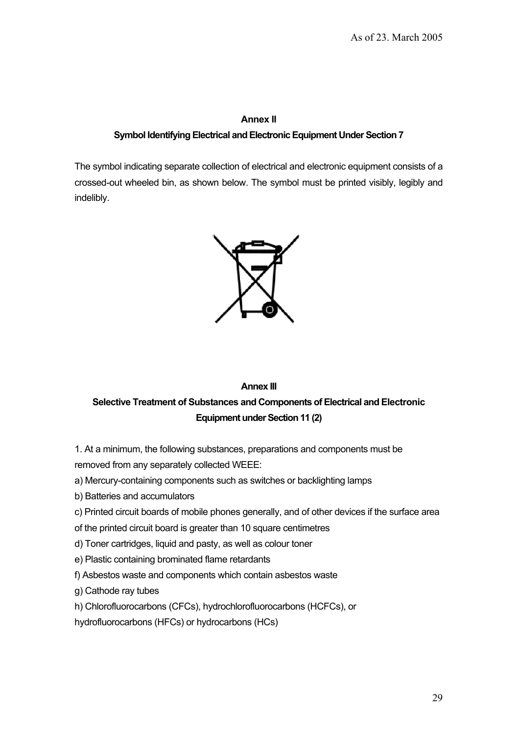## Annex II

### Symbol Identifying Electrical and Electronic Equipment Under Section 7

The symbol indicating separate collection of electrical and electronic equipment consists of a crossed-out wheeled bin, as shown below. The symbol must be printed visibly, legibly and indelibly.

## Annex III

### Selective Treatment of Substances and Components of Electrical and Electronic Equipment under Section 11 (2)

1. At a minimum, the following substances, preparations and components must be removed from any separately collected WEEE:

a) Mercury-containing components such as switches or backlighting lamps

b) Batteries and accumulators

c) Printed circuit boards of mobile phones generally, and of other devices if the surface area of the printed circuit board is greater than 10 square centimetres

d) Toner cartridges, liquid and pasty, as well as colour toner

e) Plastic containing brominated flame retardants

f) Asbestos waste and components which contain asbestos waste

g) Cathode ray tubes

h) Chlorofluorocarbons (CFCs), hydrochlorofluorocarbons (HCFCs), or hydrofluorocarbons (HFCs) or hydrocarbons (HCs)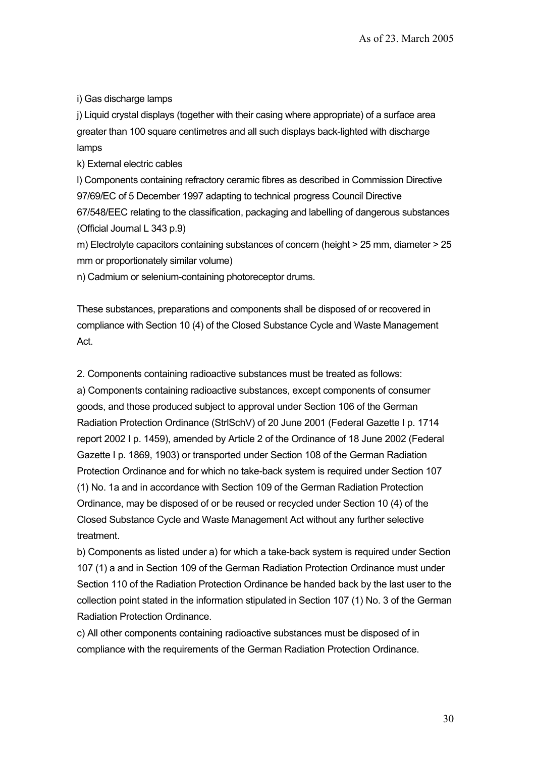i) Gas discharge lamps

j) Liquid crystal displays (together with their casing where appropriate) of a surface area greater than 100 square centimetres and all such displays back-lighted with discharge lamps

k) External electric cables

l) Components containing refractory ceramic fibres as described in Commission Directive 97/69/EC of 5 December 1997 adapting to technical progress Council Directive 67/548/EEC relating to the classification, packaging and labelling of dangerous substances (Official Journal L 343 p.9)

m) Electrolyte capacitors containing substances of concern (height > 25 mm, diameter > 25 mm or proportionately similar volume)

n) Cadmium or selenium-containing photoreceptor drums.

These substances, preparations and components shall be disposed of or recovered in compliance with Section 10 (4) of the Closed Substance Cycle and Waste Management Act.

2. Components containing radioactive substances must be treated as follows:

a) Components containing radioactive substances, except components of consumer goods, and those produced subject to approval under Section 106 of the German Radiation Protection Ordinance (StrlSchV) of 20 June 2001 (Federal Gazette I p. 1714 report 2002 I p. 1459), amended by Article 2 of the Ordinance of 18 June 2002 (Federal Gazette I p. 1869, 1903) or transported under Section 108 of the German Radiation Protection Ordinance and for which no take-back system is required under Section 107 (1) No. 1a and in accordance with Section 109 of the German Radiation Protection Ordinance, may be disposed of or be reused or recycled under Section 10 (4) of the Closed Substance Cycle and Waste Management Act without any further selective treatment.

b) Components as listed under a) for which a take-back system is required under Section 107 (1) a and in Section 109 of the German Radiation Protection Ordinance must under Section 110 of the Radiation Protection Ordinance be handed back by the last user to the collection point stated in the information stipulated in Section 107 (1) No. 3 of the German Radiation Protection Ordinance.

c) All other components containing radioactive substances must be disposed of in compliance with the requirements of the German Radiation Protection Ordinance.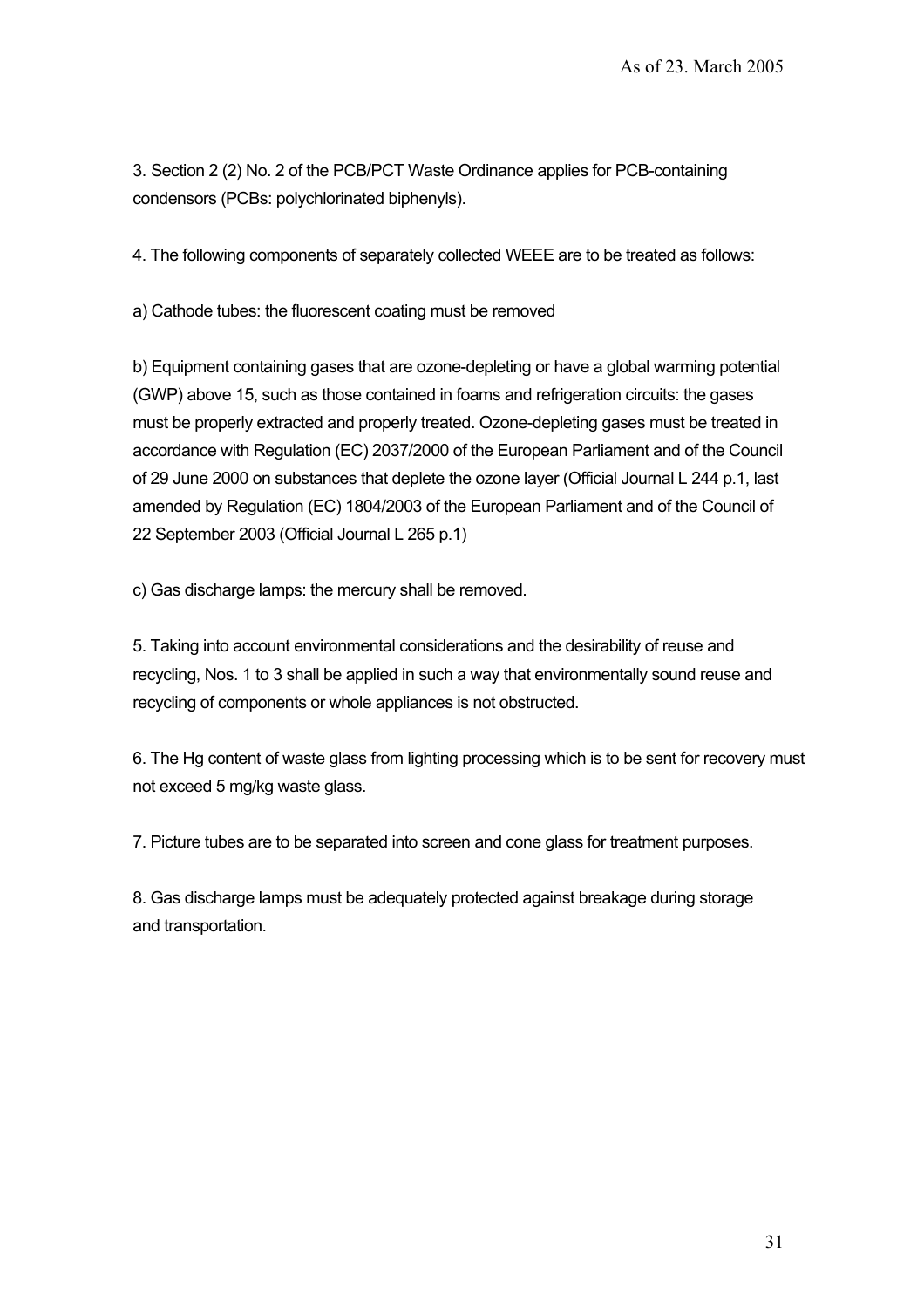3. Section 2 (2) No. 2 of the PCB/PCT Waste Ordinance applies for PCB-containing condensors (PCBs: polychlorinated biphenyls).

4. The following components of separately collected WEEE are to be treated as follows:

a) Cathode tubes: the fluorescent coating must be removed

b) Equipment containing gases that are ozone-depleting or have a global warming potential (GWP) above 15, such as those contained in foams and refrigeration circuits: the gases must be properly extracted and properly treated. Ozone-depleting gases must be treated in accordance with Regulation (EC) 2037/2000 of the European Parliament and of the Council of 29 June 2000 on substances that deplete the ozone layer (Official Journal L 244 p.1, last amended by Regulation (EC) 1804/2003 of the European Parliament and of the Council of 22 September 2003 (Official Journal L 265 p.1)

c) Gas discharge lamps: the mercury shall be removed.

5. Taking into account environmental considerations and the desirability of reuse and recycling, Nos. 1 to 3 shall be applied in such a way that environmentally sound reuse and recycling of components or whole appliances is not obstructed.

6. The Hg content of waste glass from lighting processing which is to be sent for recovery must not exceed 5 mg/kg waste glass.

7. Picture tubes are to be separated into screen and cone glass for treatment purposes.

8. Gas discharge lamps must be adequately protected against breakage during storage and transportation.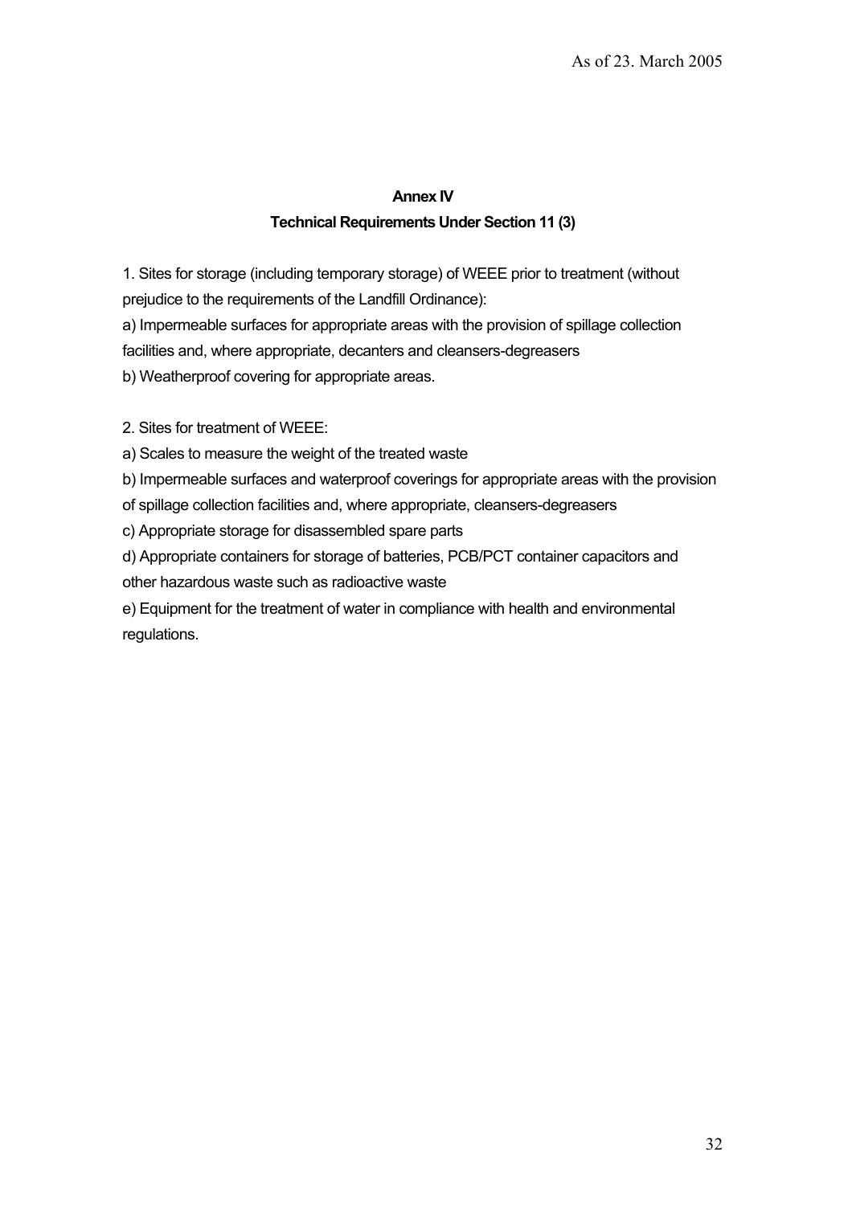## Annex IV

### Technical Requirements Under Section 11 (3)

1. Sites for storage (including temporary storage) of WEEE prior to treatment (without prejudice to the requirements of the Landfill Ordinance):

a) Impermeable surfaces for appropriate areas with the provision of spillage collection facilities and, where appropriate, decanters and cleansers-degreasers

b) Weatherproof covering for appropriate areas.

2. Sites for treatment of WEEE:

a) Scales to measure the weight of the treated waste

b) Impermeable surfaces and waterproof coverings for appropriate areas with the provision of spillage collection facilities and, where appropriate, cleansers-degreasers

c) Appropriate storage for disassembled spare parts

d) Appropriate containers for storage of batteries, PCB/PCT container capacitors and other hazardous waste such as radioactive waste

e) Equipment for the treatment of water in compliance with health and environmental regulations.